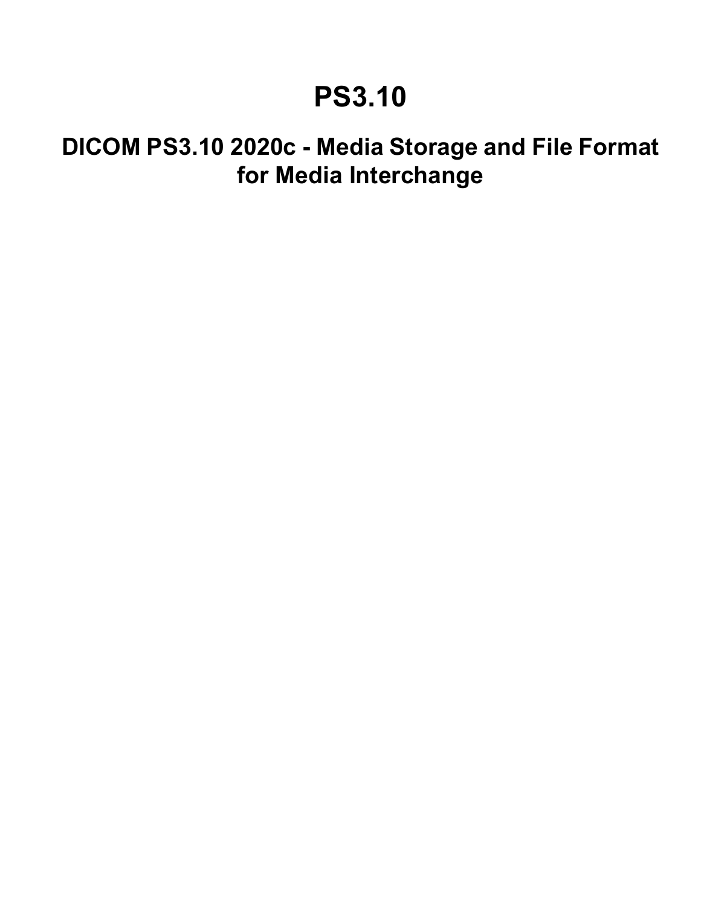# PS3.10

## DICOM PS3.10 2020c - Media Storage and File Format for Media Interchange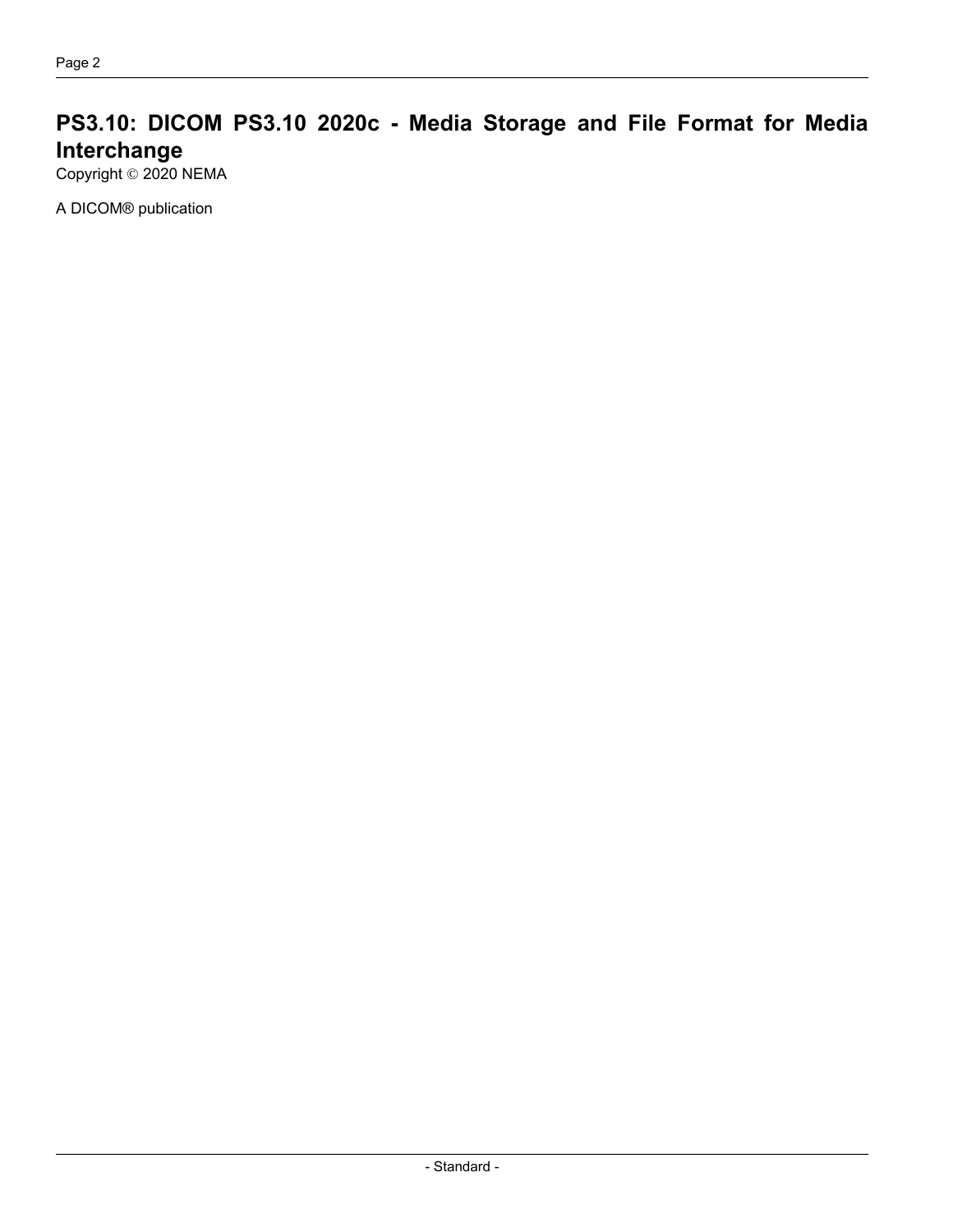# PS3.10: DICOM PS3.10 2020c - Media Storage and File Format for Media Interchange

Copyright © 2020 NEMA

A DICOM® publication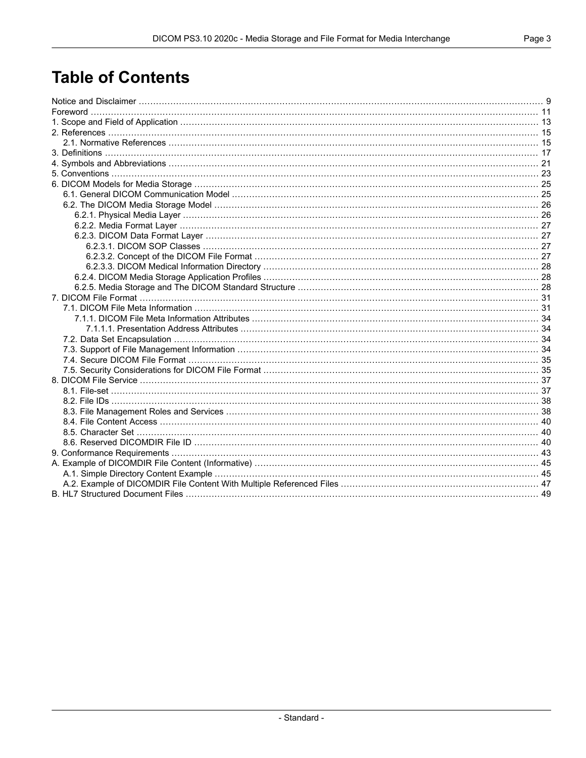# Table of Contents

Notice and Disclaimer ........ 9
Foreword ........ 11
1. Scope and Field of Application ........ 13
2. References ........ 15
  2.1. Normative References ........ 15
3. Definitions ........ 17
4. Symbols and Abbreviations ........ 21
5. Conventions ........ 23
6. DICOM Models for Media Storage ........ 25
  6.1. General DICOM Communication Model ........ 25
  6.2. The DICOM Media Storage Model ........ 26
    6.2.1. Physical Media Layer ........ 26
    6.2.2. Media Format Layer ........ 27
    6.2.3. DICOM Data Format Layer ........ 27
      6.2.3.1. DICOM SOP Classes ........ 27
      6.2.3.2. Concept of the DICOM File Format ........ 27
      6.2.3.3. DICOM Medical Information Directory ........ 28
    6.2.4. DICOM Media Storage Application Profiles ........ 28
    6.2.5. Media Storage and The DICOM Standard Structure ........ 28
7. DICOM File Format ........ 31
  7.1. DICOM File Meta Information ........ 31
    7.1.1. DICOM File Meta Information Attributes ........ 34
      7.1.1.1. Presentation Address Attributes ........ 34
  7.2. Data Set Encapsulation ........ 34
  7.3. Support of File Management Information ........ 34
  7.4. Secure DICOM File Format ........ 35
  7.5. Security Considerations for DICOM File Format ........ 35
8. DICOM File Service ........ 37
  8.1. File-set ........ 37
  8.2. File IDs ........ 38
  8.3. File Management Roles and Services ........ 38
  8.4. File Content Access ........ 40
  8.5. Character Set ........ 40
  8.6. Reserved DICOMDIR File ID ........ 40
9. Conformance Requirements ........ 43
A. Example of DICOMDIR File Content (Informative) ........ 45
  A.1. Simple Directory Content Example ........ 45
  A.2. Example of DICOMDIR File Content With Multiple Referenced Files ........ 47
B. HL7 Structured Document Files ........ 49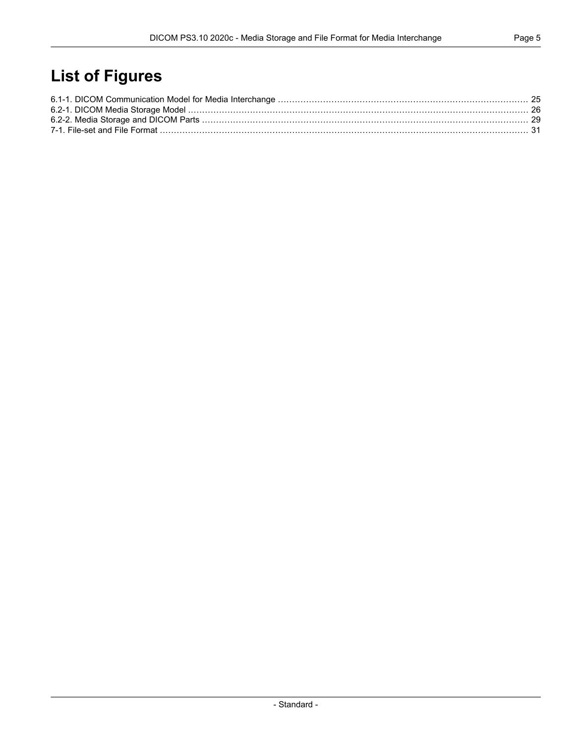# List of Figures

6.1-1. DICOM Communication Model for Media Interchange ........................................................................................ 25
6.2-1. DICOM Media Storage Model .......................................................................................................................... 26
6.2-2. Media Storage and DICOM Parts ..................................................................................................................... 29
7-1. File-set and File Format .................................................................................................................................... 31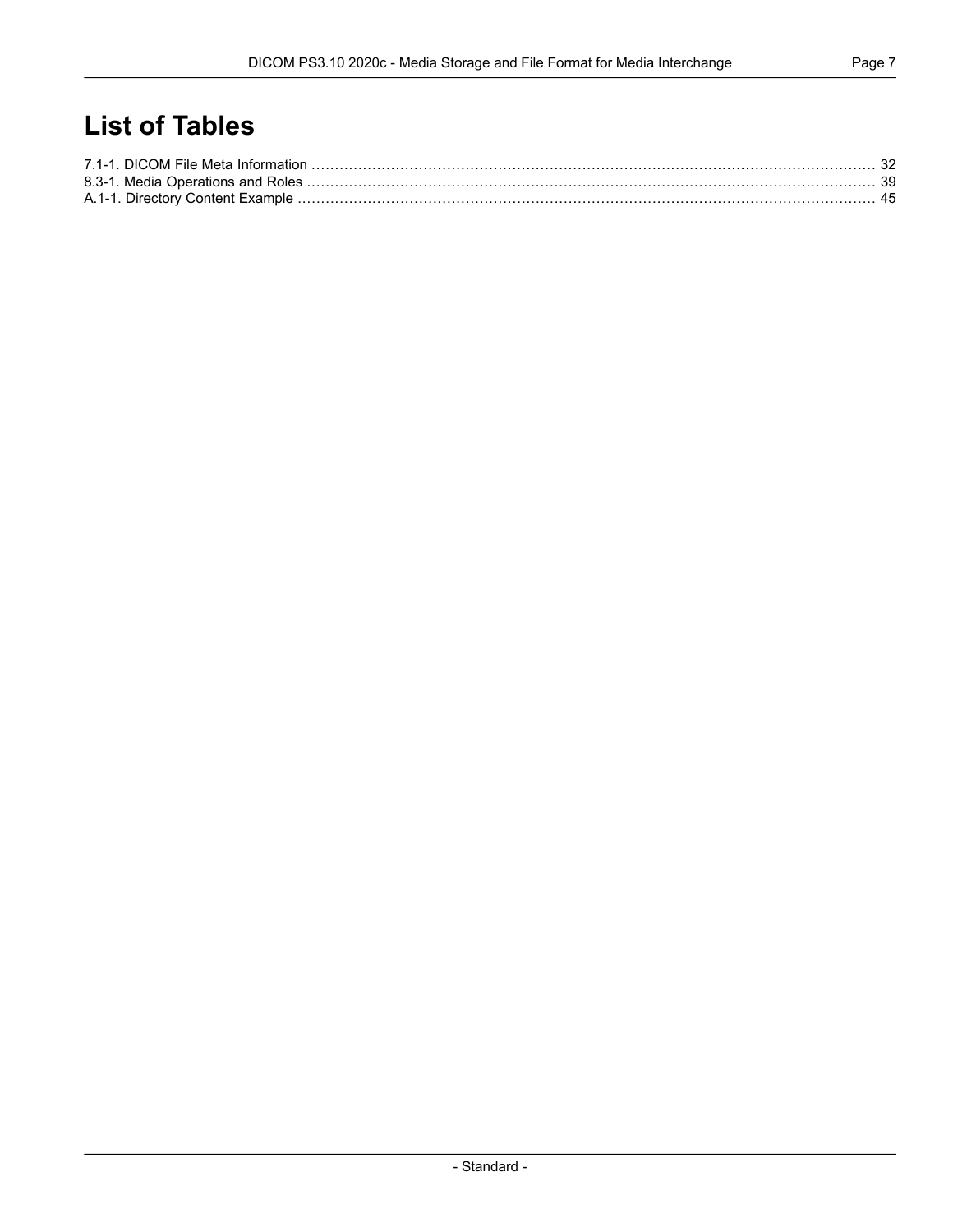# List of Tables

7.1-1. DICOM File Meta Information ........................................................................................................................ 32
8.3-1. Media Operations and Roles ......................................................................................................................... 39
A.1-1. Directory Content Example ........................................................................................................................... 45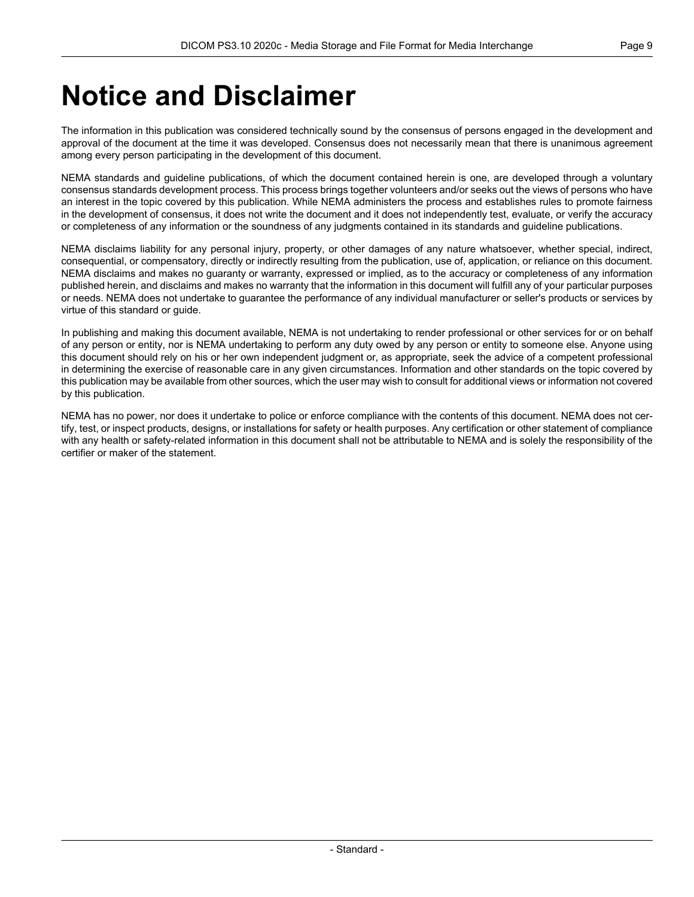# Notice and Disclaimer

The information in this publication was considered technically sound by the consensus of persons engaged in the development and approval of the document at the time it was developed. Consensus does not necessarily mean that there is unanimous agreement among every person participating in the development of this document.

NEMA standards and guideline publications, of which the document contained herein is one, are developed through a voluntary consensus standards development process. This process brings together volunteers and/or seeks out the views of persons who have an interest in the topic covered by this publication. While NEMA administers the process and establishes rules to promote fairness in the development of consensus, it does not write the document and it does not independently test, evaluate, or verify the accuracy or completeness of any information or the soundness of any judgments contained in its standards and guideline publications.

NEMA disclaims liability for any personal injury, property, or other damages of any nature whatsoever, whether special, indirect, consequential, or compensatory, directly or indirectly resulting from the publication, use of, application, or reliance on this document. NEMA disclaims and makes no guaranty or warranty, expressed or implied, as to the accuracy or completeness of any information published herein, and disclaims and makes no warranty that the information in this document will fulfill any of your particular purposes or needs. NEMA does not undertake to guarantee the performance of any individual manufacturer or seller's products or services by virtue of this standard or guide.

In publishing and making this document available, NEMA is not undertaking to render professional or other services for or on behalf of any person or entity, nor is NEMA undertaking to perform any duty owed by any person or entity to someone else. Anyone using this document should rely on his or her own independent judgment or, as appropriate, seek the advice of a competent professional in determining the exercise of reasonable care in any given circumstances. Information and other standards on the topic covered by this publication may be available from other sources, which the user may wish to consult for additional views or information not covered by this publication.

NEMA has no power, nor does it undertake to police or enforce compliance with the contents of this document. NEMA does not certify, test, or inspect products, designs, or installations for safety or health purposes. Any certification or other statement of compliance with any health or safety-related information in this document shall not be attributable to NEMA and is solely the responsibility of the certifier or maker of the statement.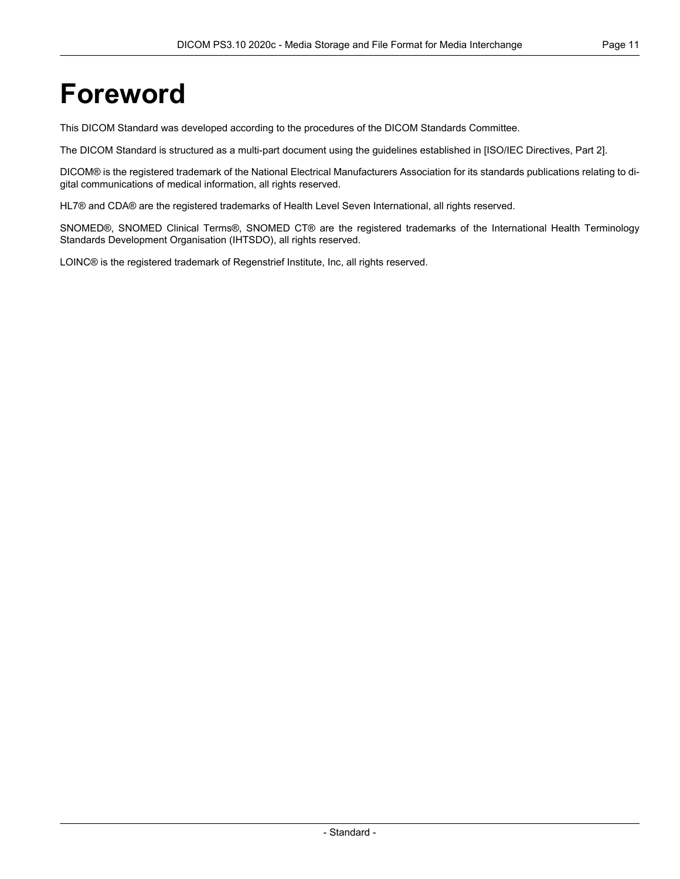# Foreword

This DICOM Standard was developed according to the procedures of the DICOM Standards Committee.

The DICOM Standard is structured as a multi-part document using the guidelines established in [ISO/IEC Directives, Part 2].

DICOM® is the registered trademark of the National Electrical Manufacturers Association for its standards publications relating to digital communications of medical information, all rights reserved.

HL7® and CDA® are the registered trademarks of Health Level Seven International, all rights reserved.

SNOMED®, SNOMED Clinical Terms®, SNOMED CT® are the registered trademarks of the International Health Terminology Standards Development Organisation (IHTSDO), all rights reserved.

LOINC® is the registered trademark of Regenstrief Institute, Inc, all rights reserved.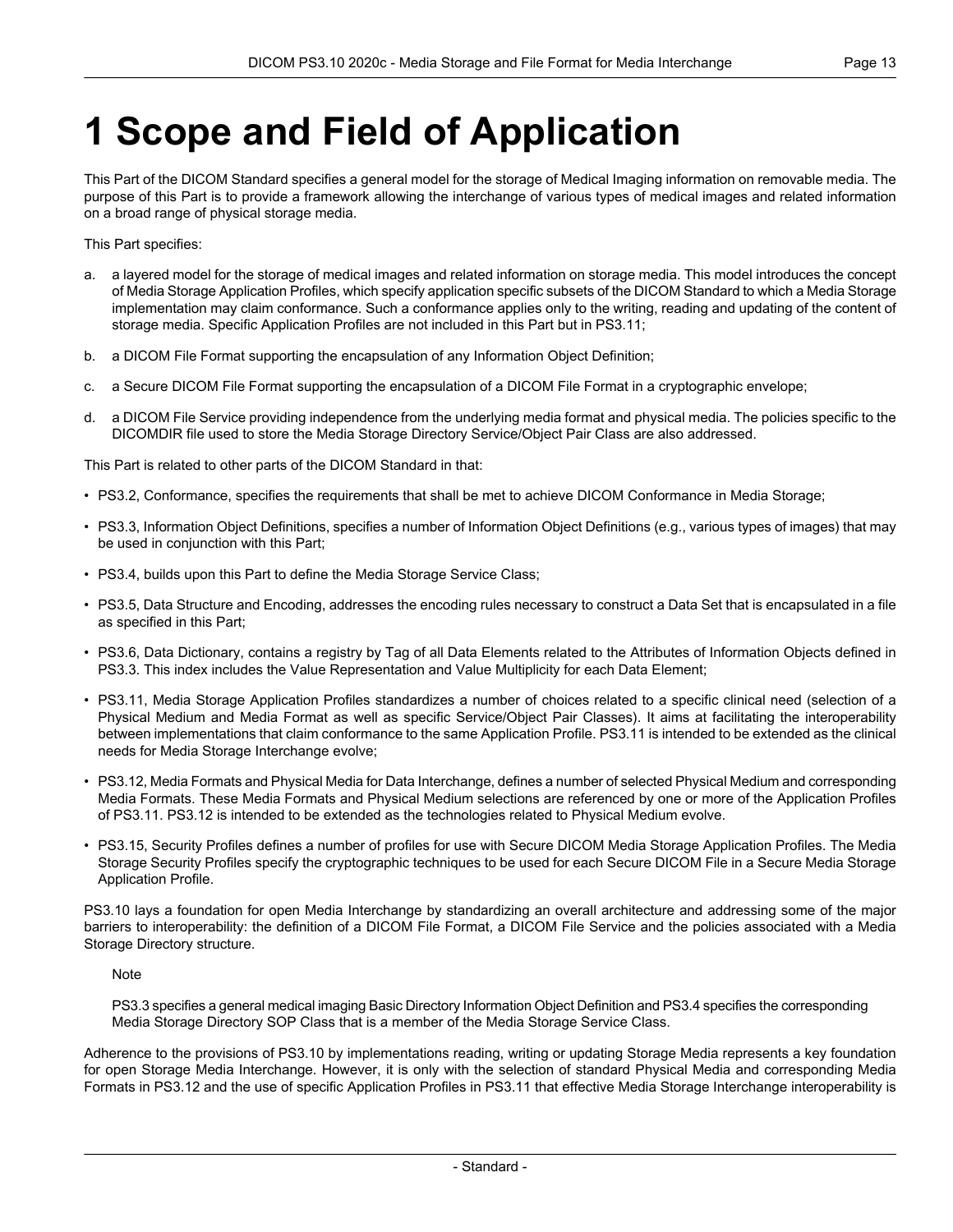# 1 Scope and Field of Application

This Part of the DICOM Standard specifies a general model for the storage of Medical Imaging information on removable media. The purpose of this Part is to provide a framework allowing the interchange of various types of medical images and related information on a broad range of physical storage media.

This Part specifies:

a. a layered model for the storage of medical images and related information on storage media. This model introduces the concept of Media Storage Application Profiles, which specify application specific subsets of the DICOM Standard to which a Media Storage implementation may claim conformance. Such a conformance applies only to the writing, reading and updating of the content of storage media. Specific Application Profiles are not included in this Part but in PS3.11;

b. a DICOM File Format supporting the encapsulation of any Information Object Definition;

c. a Secure DICOM File Format supporting the encapsulation of a DICOM File Format in a cryptographic envelope;

d. a DICOM File Service providing independence from the underlying media format and physical media. The policies specific to the DICOMDIR file used to store the Media Storage Directory Service/Object Pair Class are also addressed.

This Part is related to other parts of the DICOM Standard in that:

- PS3.2, Conformance, specifies the requirements that shall be met to achieve DICOM Conformance in Media Storage;
- PS3.3, Information Object Definitions, specifies a number of Information Object Definitions (e.g., various types of images) that may be used in conjunction with this Part;
- PS3.4, builds upon this Part to define the Media Storage Service Class;
- PS3.5, Data Structure and Encoding, addresses the encoding rules necessary to construct a Data Set that is encapsulated in a file as specified in this Part;
- PS3.6, Data Dictionary, contains a registry by Tag of all Data Elements related to the Attributes of Information Objects defined in PS3.3. This index includes the Value Representation and Value Multiplicity for each Data Element;
- PS3.11, Media Storage Application Profiles standardizes a number of choices related to a specific clinical need (selection of a Physical Medium and Media Format as well as specific Service/Object Pair Classes). It aims at facilitating the interoperability between implementations that claim conformance to the same Application Profile. PS3.11 is intended to be extended as the clinical needs for Media Storage Interchange evolve;
- PS3.12, Media Formats and Physical Media for Data Interchange, defines a number of selected Physical Medium and corresponding Media Formats. These Media Formats and Physical Medium selections are referenced by one or more of the Application Profiles of PS3.11. PS3.12 is intended to be extended as the technologies related to Physical Medium evolve.
- PS3.15, Security Profiles defines a number of profiles for use with Secure DICOM Media Storage Application Profiles. The Media Storage Security Profiles specify the cryptographic techniques to be used for each Secure DICOM File in a Secure Media Storage Application Profile.

PS3.10 lays a foundation for open Media Interchange by standardizing an overall architecture and addressing some of the major barriers to interoperability: the definition of a DICOM File Format, a DICOM File Service and the policies associated with a Media Storage Directory structure.

> Note
>
> PS3.3 specifies a general medical imaging Basic Directory Information Object Definition and PS3.4 specifies the corresponding Media Storage Directory SOP Class that is a member of the Media Storage Service Class.

Adherence to the provisions of PS3.10 by implementations reading, writing or updating Storage Media represents a key foundation for open Storage Media Interchange. However, it is only with the selection of standard Physical Media and corresponding Media Formats in PS3.12 and the use of specific Application Profiles in PS3.11 that effective Media Storage Interchange interoperability is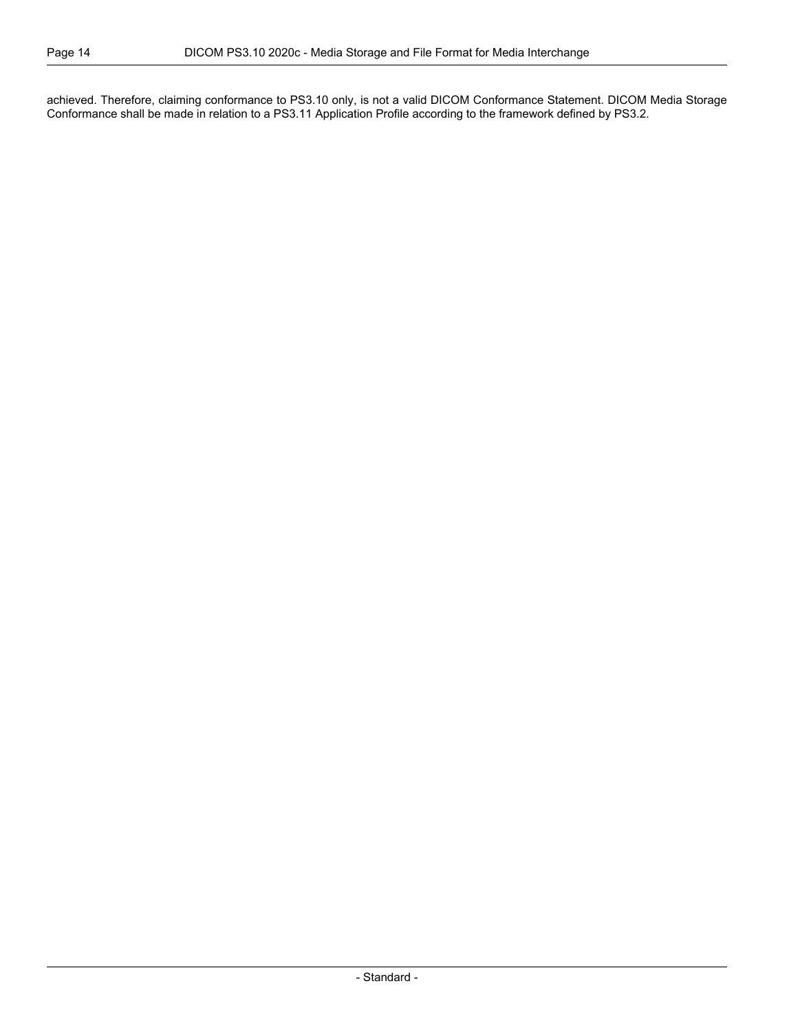achieved. Therefore, claiming conformance to PS3.10 only, is not a valid DICOM Conformance Statement. DICOM Media Storage Conformance shall be made in relation to a PS3.11 Application Profile according to the framework defined by PS3.2.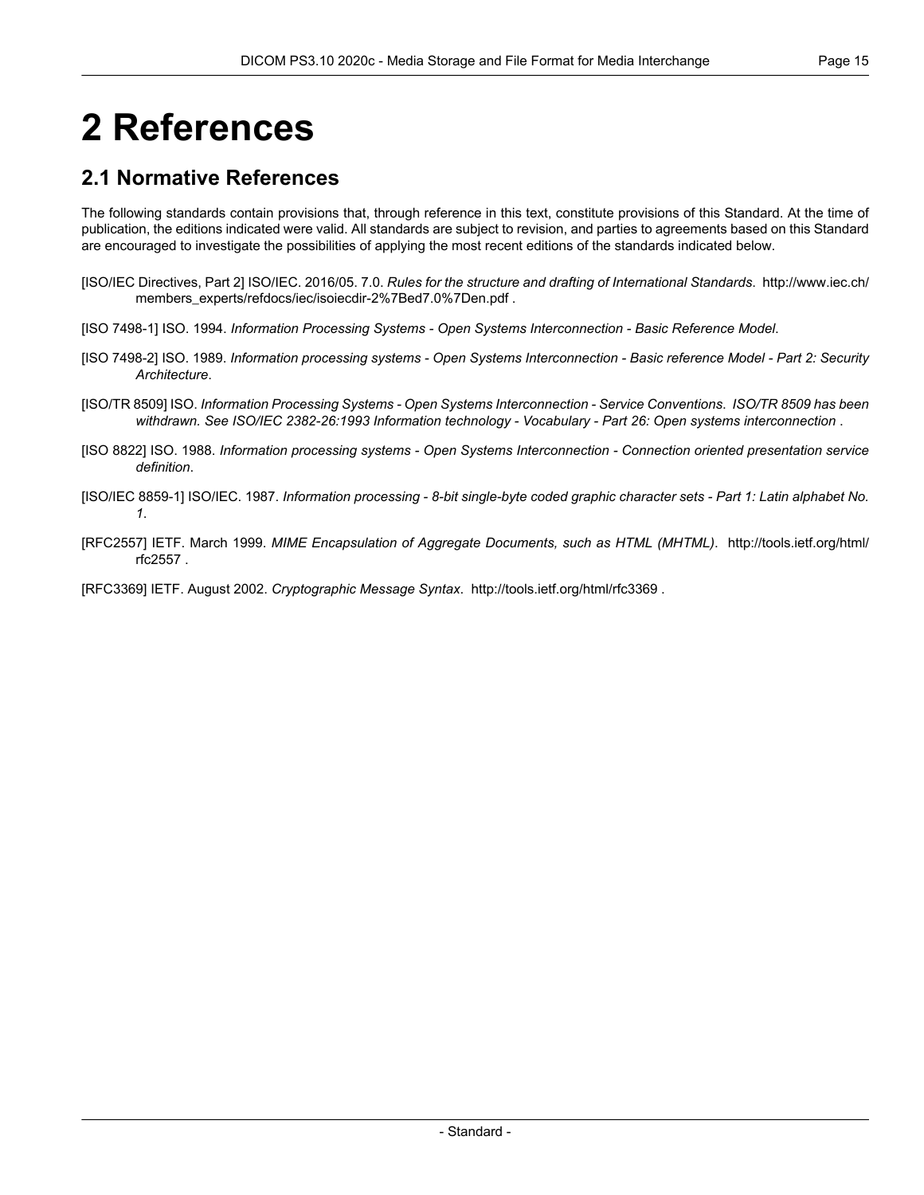# 2 References

## 2.1 Normative References

The following standards contain provisions that, through reference in this text, constitute provisions of this Standard. At the time of publication, the editions indicated were valid. All standards are subject to revision, and parties to agreements based on this Standard are encouraged to investigate the possibilities of applying the most recent editions of the standards indicated below.

[ISO/IEC Directives, Part 2] ISO/IEC. 2016/05. 7.0. *Rules for the structure and drafting of International Standards*. http://www.iec.ch/members_experts/refdocs/iec/isoiecdir-2%7Bed7.0%7Den.pdf .

[ISO 7498-1] ISO. 1994. *Information Processing Systems - Open Systems Interconnection - Basic Reference Model*.

[ISO 7498-2] ISO. 1989. *Information processing systems - Open Systems Interconnection - Basic reference Model - Part 2: Security Architecture*.

[ISO/TR 8509] ISO. *Information Processing Systems - Open Systems Interconnection - Service Conventions. ISO/TR 8509 has been withdrawn. See ISO/IEC 2382-26:1993 Information technology - Vocabulary - Part 26: Open systems interconnection* .

[ISO 8822] ISO. 1988. *Information processing systems - Open Systems Interconnection - Connection oriented presentation service definition*.

[ISO/IEC 8859-1] ISO/IEC. 1987. *Information processing - 8-bit single-byte coded graphic character sets - Part 1: Latin alphabet No. 1*.

[RFC2557] IETF. March 1999. *MIME Encapsulation of Aggregate Documents, such as HTML (MHTML)*. http://tools.ietf.org/html/rfc2557 .

[RFC3369] IETF. August 2002. *Cryptographic Message Syntax*. http://tools.ietf.org/html/rfc3369 .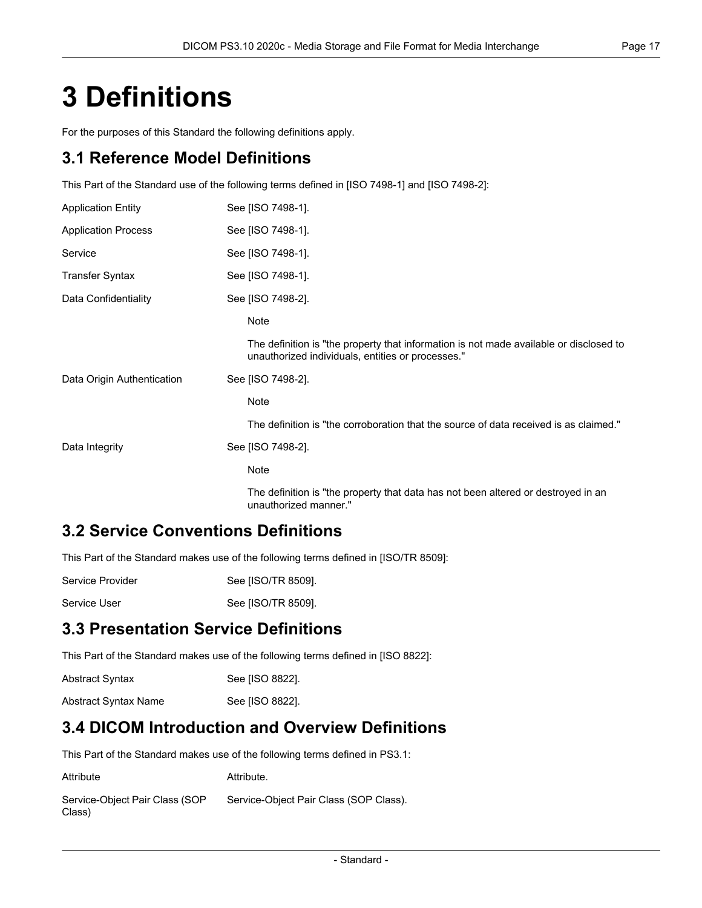# 3 Definitions

For the purposes of this Standard the following definitions apply.

## 3.1 Reference Model Definitions

This Part of the Standard use of the following terms defined in [ISO 7498-1] and [ISO 7498-2]:

Application Entity
: See [ISO 7498-1].

Application Process
: See [ISO 7498-1].

Service
: See [ISO 7498-1].

Transfer Syntax
: See [ISO 7498-1].

Data Confidentiality
: See [ISO 7498-2].

> Note
>
> The definition is "the property that information is not made available or disclosed to unauthorized individuals, entities or processes."

Data Origin Authentication
: See [ISO 7498-2].

> Note
>
> The definition is "the corroboration that the source of data received is as claimed."

Data Integrity
: See [ISO 7498-2].

> Note
>
> The definition is "the property that data has not been altered or destroyed in an unauthorized manner."

## 3.2 Service Conventions Definitions

This Part of the Standard makes use of the following terms defined in [ISO/TR 8509]:

Service Provider
: See [ISO/TR 8509].

Service User
: See [ISO/TR 8509].

## 3.3 Presentation Service Definitions

This Part of the Standard makes use of the following terms defined in [ISO 8822]:

Abstract Syntax
: See [ISO 8822].

Abstract Syntax Name
: See [ISO 8822].

## 3.4 DICOM Introduction and Overview Definitions

This Part of the Standard makes use of the following terms defined in PS3.1:

Attribute
: Attribute.

Service-Object Pair Class (SOP Class)
: Service-Object Pair Class (SOP Class).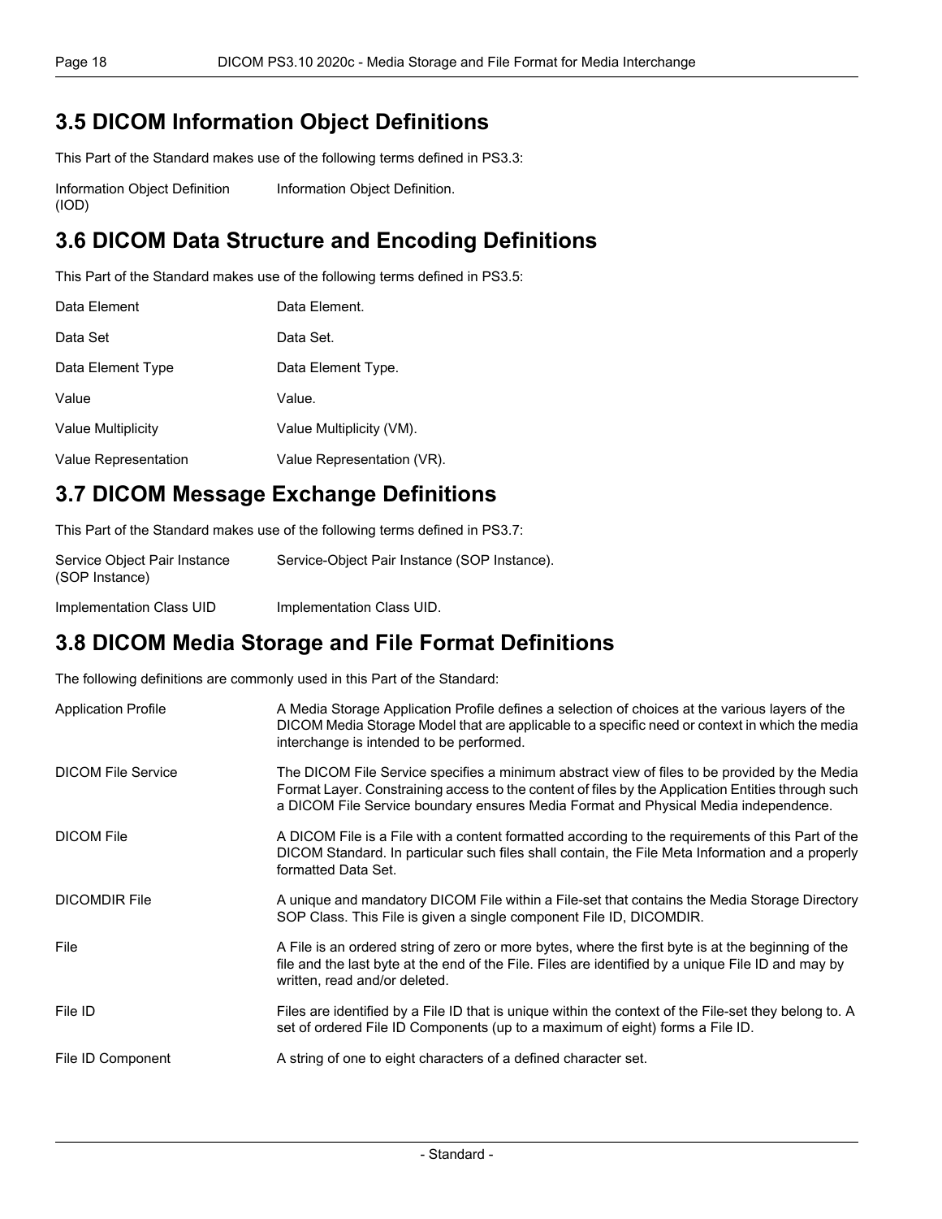## 3.5 DICOM Information Object Definitions

This Part of the Standard makes use of the following terms defined in PS3.3:

| | |
|---|---|
| Information Object Definition (IOD) | Information Object Definition. |

## 3.6 DICOM Data Structure and Encoding Definitions

This Part of the Standard makes use of the following terms defined in PS3.5:

| | |
|---|---|
| Data Element | Data Element. |
| Data Set | Data Set. |
| Data Element Type | Data Element Type. |
| Value | Value. |
| Value Multiplicity | Value Multiplicity (VM). |
| Value Representation | Value Representation (VR). |

## 3.7 DICOM Message Exchange Definitions

This Part of the Standard makes use of the following terms defined in PS3.7:

| | |
|---|---|
| Service Object Pair Instance (SOP Instance) | Service-Object Pair Instance (SOP Instance). |
| Implementation Class UID | Implementation Class UID. |

## 3.8 DICOM Media Storage and File Format Definitions

The following definitions are commonly used in this Part of the Standard:

| | |
|---|---|
| Application Profile | A Media Storage Application Profile defines a selection of choices at the various layers of the DICOM Media Storage Model that are applicable to a specific need or context in which the media interchange is intended to be performed. |
| DICOM File Service | The DICOM File Service specifies a minimum abstract view of files to be provided by the Media Format Layer. Constraining access to the content of files by the Application Entities through such a DICOM File Service boundary ensures Media Format and Physical Media independence. |
| DICOM File | A DICOM File is a File with a content formatted according to the requirements of this Part of the DICOM Standard. In particular such files shall contain, the File Meta Information and a properly formatted Data Set. |
| DICOMDIR File | A unique and mandatory DICOM File within a File-set that contains the Media Storage Directory SOP Class. This File is given a single component File ID, DICOMDIR. |
| File | A File is an ordered string of zero or more bytes, where the first byte is at the beginning of the file and the last byte at the end of the File. Files are identified by a unique File ID and may by written, read and/or deleted. |
| File ID | Files are identified by a File ID that is unique within the context of the File-set they belong to. A set of ordered File ID Components (up to a maximum of eight) forms a File ID. |
| File ID Component | A string of one to eight characters of a defined character set. |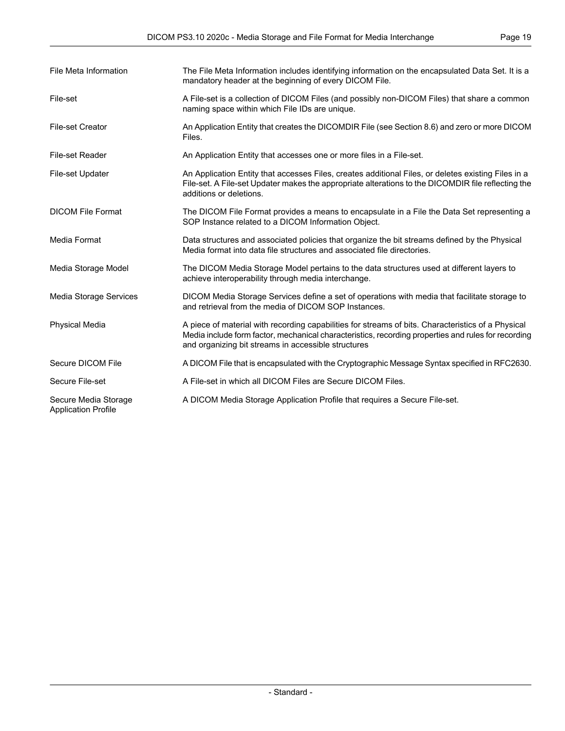File Meta Information — The File Meta Information includes identifying information on the encapsulated Data Set. It is a mandatory header at the beginning of every DICOM File.

File-set — A File-set is a collection of DICOM Files (and possibly non-DICOM Files) that share a common naming space within which File IDs are unique.

File-set Creator — An Application Entity that creates the DICOMDIR File (see Section 8.6) and zero or more DICOM Files.

File-set Reader — An Application Entity that accesses one or more files in a File-set.

File-set Updater — An Application Entity that accesses Files, creates additional Files, or deletes existing Files in a File-set. A File-set Updater makes the appropriate alterations to the DICOMDIR file reflecting the additions or deletions.

DICOM File Format — The DICOM File Format provides a means to encapsulate in a File the Data Set representing a SOP Instance related to a DICOM Information Object.

Media Format — Data structures and associated policies that organize the bit streams defined by the Physical Media format into data file structures and associated file directories.

Media Storage Model — The DICOM Media Storage Model pertains to the data structures used at different layers to achieve interoperability through media interchange.

Media Storage Services — DICOM Media Storage Services define a set of operations with media that facilitate storage to and retrieval from the media of DICOM SOP Instances.

Physical Media — A piece of material with recording capabilities for streams of bits. Characteristics of a Physical Media include form factor, mechanical characteristics, recording properties and rules for recording and organizing bit streams in accessible structures

Secure DICOM File — A DICOM File that is encapsulated with the Cryptographic Message Syntax specified in RFC2630.

Secure File-set — A File-set in which all DICOM Files are Secure DICOM Files.

Secure Media Storage Application Profile — A DICOM Media Storage Application Profile that requires a Secure File-set.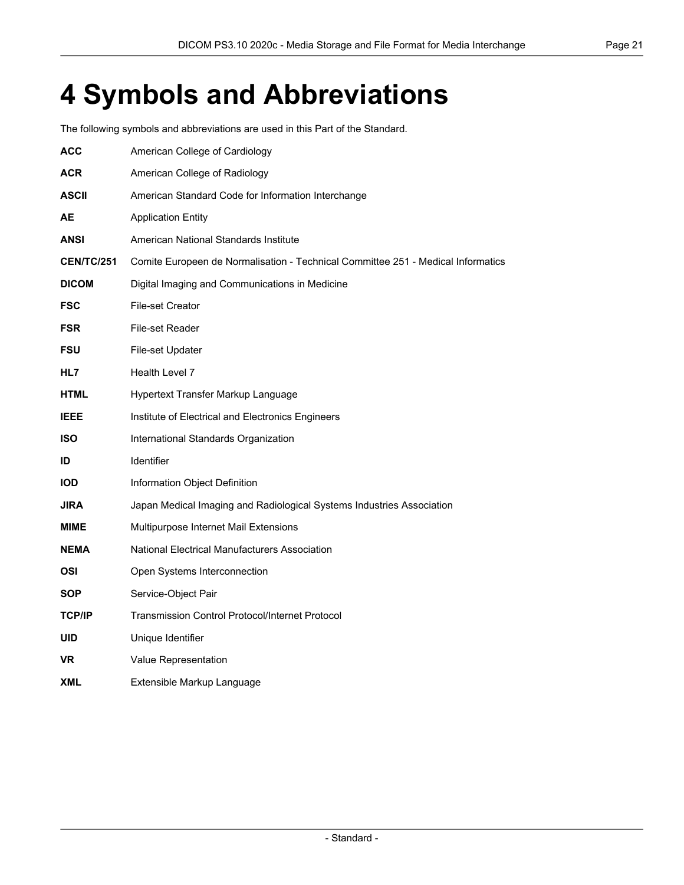# 4 Symbols and Abbreviations

The following symbols and abbreviations are used in this Part of the Standard.

**ACC** American College of Cardiology

**ACR** American College of Radiology

**ASCII** American Standard Code for Information Interchange

**AE** Application Entity

**ANSI** American National Standards Institute

**CEN/TC/251** Comite Europeen de Normalisation - Technical Committee 251 - Medical Informatics

**DICOM** Digital Imaging and Communications in Medicine

**FSC** File-set Creator

**FSR** File-set Reader

**FSU** File-set Updater

**HL7** Health Level 7

**HTML** Hypertext Transfer Markup Language

**IEEE** Institute of Electrical and Electronics Engineers

**ISO** International Standards Organization

**ID** Identifier

**IOD** Information Object Definition

**JIRA** Japan Medical Imaging and Radiological Systems Industries Association

**MIME** Multipurpose Internet Mail Extensions

**NEMA** National Electrical Manufacturers Association

**OSI** Open Systems Interconnection

**SOP** Service-Object Pair

**TCP/IP** Transmission Control Protocol/Internet Protocol

**UID** Unique Identifier

**VR** Value Representation

**XML** Extensible Markup Language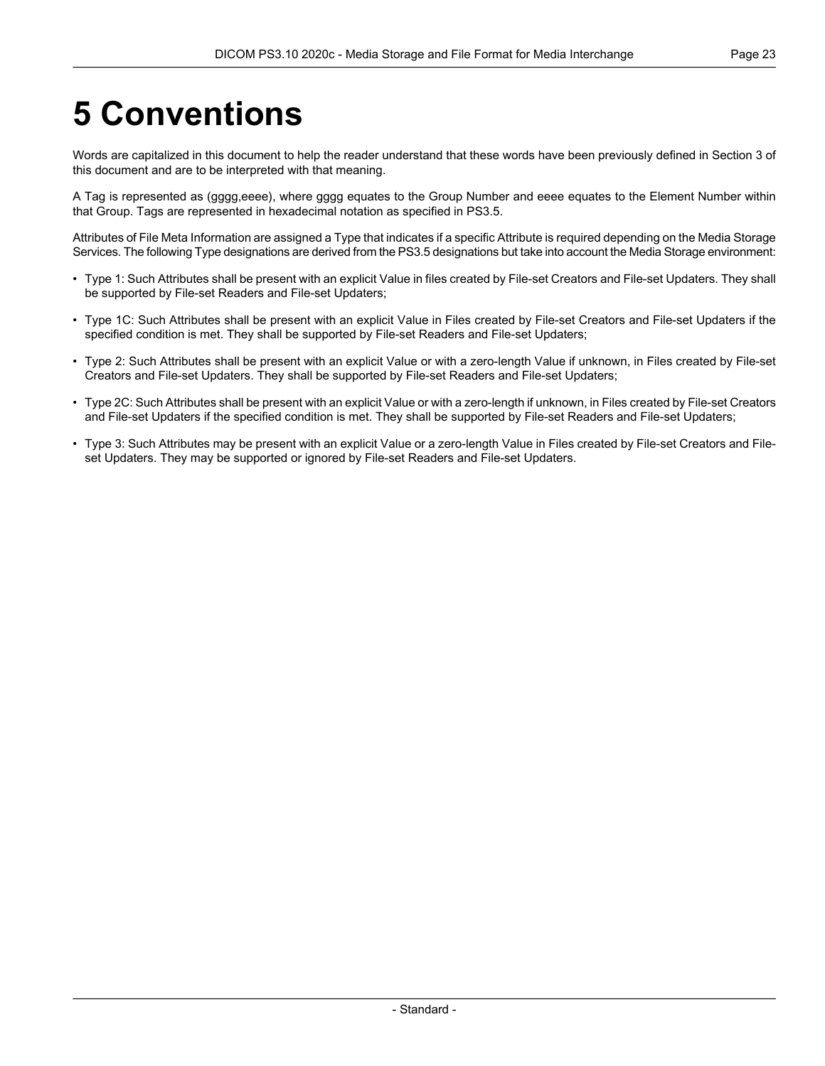# 5 Conventions

Words are capitalized in this document to help the reader understand that these words have been previously defined in Section 3 of this document and are to be interpreted with that meaning.

A Tag is represented as (gggg,eeee), where gggg equates to the Group Number and eeee equates to the Element Number within that Group. Tags are represented in hexadecimal notation as specified in PS3.5.

Attributes of File Meta Information are assigned a Type that indicates if a specific Attribute is required depending on the Media Storage Services. The following Type designations are derived from the PS3.5 designations but take into account the Media Storage environment:

- Type 1: Such Attributes shall be present with an explicit Value in files created by File-set Creators and File-set Updaters. They shall be supported by File-set Readers and File-set Updaters;
- Type 1C: Such Attributes shall be present with an explicit Value in Files created by File-set Creators and File-set Updaters if the specified condition is met. They shall be supported by File-set Readers and File-set Updaters;
- Type 2: Such Attributes shall be present with an explicit Value or with a zero-length Value if unknown, in Files created by File-set Creators and File-set Updaters. They shall be supported by File-set Readers and File-set Updaters;
- Type 2C: Such Attributes shall be present with an explicit Value or with a zero-length if unknown, in Files created by File-set Creators and File-set Updaters if the specified condition is met. They shall be supported by File-set Readers and File-set Updaters;
- Type 3: Such Attributes may be present with an explicit Value or a zero-length Value in Files created by File-set Creators and File-set Updaters. They may be supported or ignored by File-set Readers and File-set Updaters.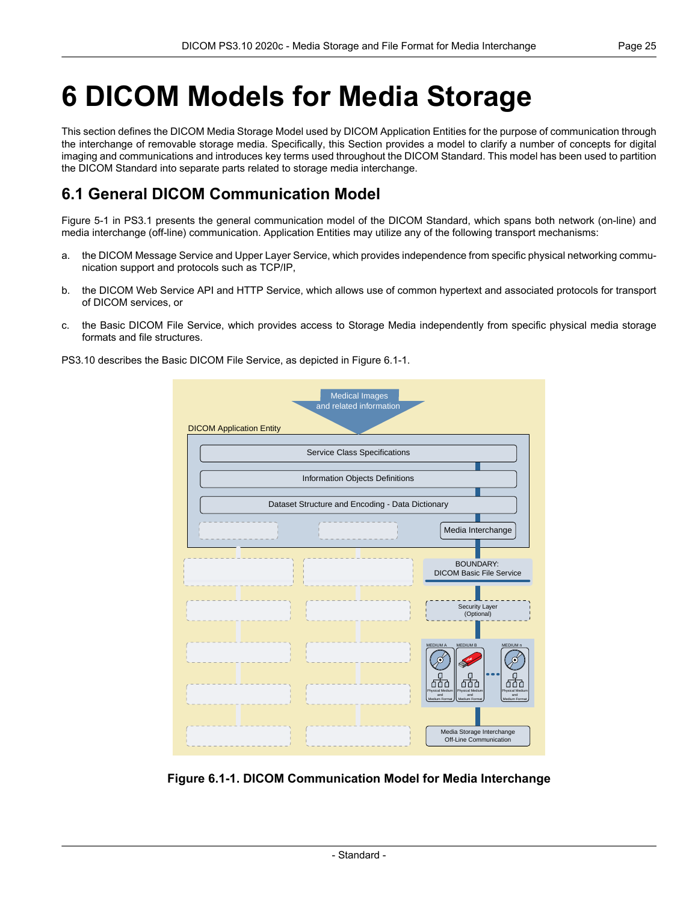# 6 DICOM Models for Media Storage

This section defines the DICOM Media Storage Model used by DICOM Application Entities for the purpose of communication through the interchange of removable storage media. Specifically, this Section provides a model to clarify a number of concepts for digital imaging and communications and introduces key terms used throughout the DICOM Standard. This model has been used to partition the DICOM Standard into separate parts related to storage media interchange.

## 6.1 General DICOM Communication Model

Figure 5-1 in PS3.1 presents the general communication model of the DICOM Standard, which spans both network (on-line) and media interchange (off-line) communication. Application Entities may utilize any of the following transport mechanisms:

a. the DICOM Message Service and Upper Layer Service, which provides independence from specific physical networking communication support and protocols such as TCP/IP,

b. the DICOM Web Service API and HTTP Service, which allows use of common hypertext and associated protocols for transport of DICOM services, or

c. the Basic DICOM File Service, which provides access to Storage Media independently from specific physical media storage formats and file structures.

PS3.10 describes the Basic DICOM File Service, as depicted in Figure 6.1-1.

Medical Images and related information

DICOM Application Entity

Service Class Specifications

Information Objects Definitions

Dataset Structure and Encoding - Data Dictionary

Media Interchange

BOUNDARY: DICOM Basic File Service

Security Layer (Optional)

MEDIUM A, MEDIUM B, MEDIUM n — Physical Medium and Medium Format

Media Storage Interchange Off-Line Communication

**Figure 6.1-1. DICOM Communication Model for Media Interchange**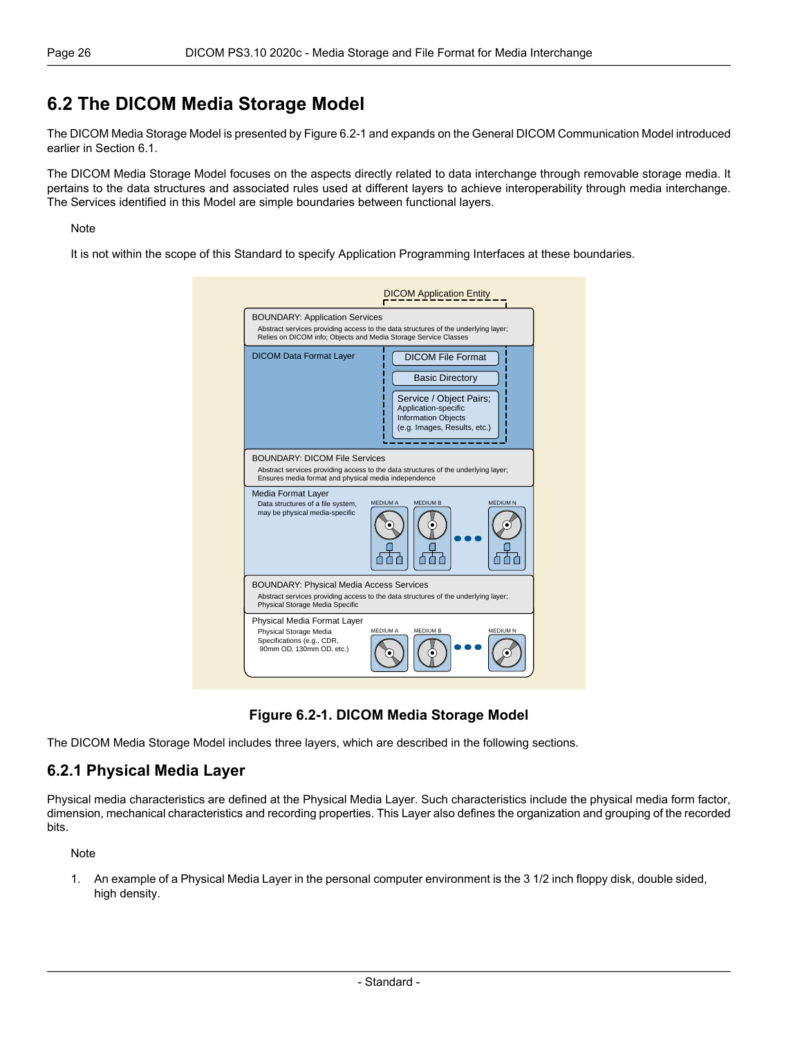## 6.2 The DICOM Media Storage Model

The DICOM Media Storage Model is presented by Figure 6.2-1 and expands on the General DICOM Communication Model introduced earlier in Section 6.1.

The DICOM Media Storage Model focuses on the aspects directly related to data interchange through removable storage media. It pertains to the data structures and associated rules used at different layers to achieve interoperability through media interchange. The Services identified in this Model are simple boundaries between functional layers.

Note

It is not within the scope of this Standard to specify Application Programming Interfaces at these boundaries.

DICOM Application Entity

BOUNDARY: Application Services
Abstract services providing access to the data structures of the underlying layer; Relies on DICOM info; Objects and Media Storage Service Classes

DICOM Data Format Layer
- DICOM File Format
- Basic Directory
- Service / Object Pairs; Application-specific Information Objects (e.g. Images, Results, etc.)

BOUNDARY: DICOM File Services
Abstract services providing access to the data structures of the underlying layer; Ensures media format and physical media independence

Media Format Layer
Data structures of a file system, may be physical media-specific
MEDIUM A, MEDIUM B, ..., MEDIUM N

BOUNDARY: Physical Media Access Services
Abstract services providing access to the data structures of the underlying layer; Physical Storage Media Specific

Physical Media Format Layer
Physical Storage Media Specifications (e.g., CDR, 90mm OD, 130mm OD, etc.)
MEDIUM A, MEDIUM B, ..., MEDIUM N

**Figure 6.2-1. DICOM Media Storage Model**

The DICOM Media Storage Model includes three layers, which are described in the following sections.

### 6.2.1 Physical Media Layer

Physical media characteristics are defined at the Physical Media Layer. Such characteristics include the physical media form factor, dimension, mechanical characteristics and recording properties. This Layer also defines the organization and grouping of the recorded bits.

Note

1. An example of a Physical Media Layer in the personal computer environment is the 3 1/2 inch floppy disk, double sided, high density.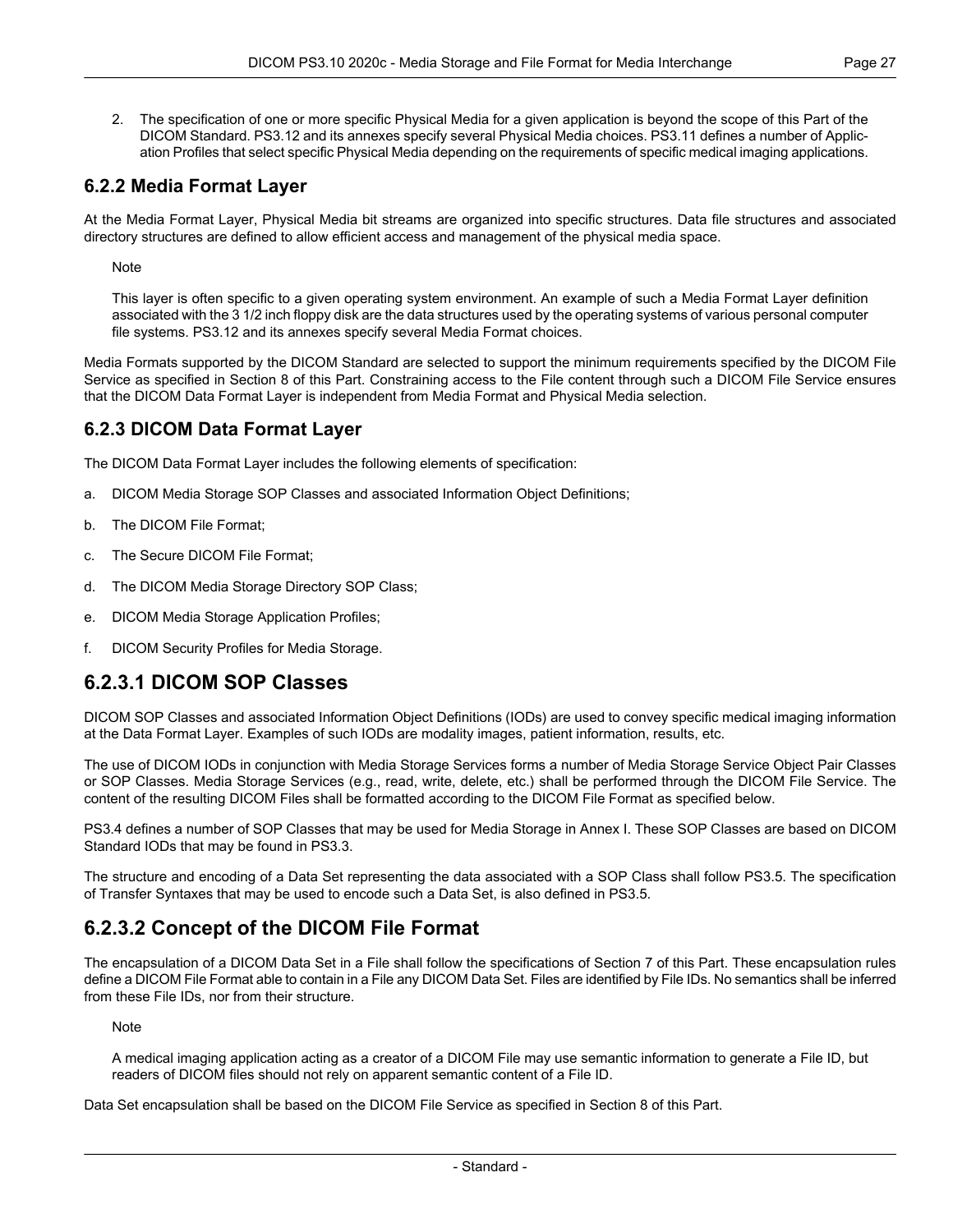2. The specification of one or more specific Physical Media for a given application is beyond the scope of this Part of the DICOM Standard. PS3.12 and its annexes specify several Physical Media choices. PS3.11 defines a number of Application Profiles that select specific Physical Media depending on the requirements of specific medical imaging applications.

### 6.2.2 Media Format Layer

At the Media Format Layer, Physical Media bit streams are organized into specific structures. Data file structures and associated directory structures are defined to allow efficient access and management of the physical media space.

Note

This layer is often specific to a given operating system environment. An example of such a Media Format Layer definition associated with the 3 1/2 inch floppy disk are the data structures used by the operating systems of various personal computer file systems. PS3.12 and its annexes specify several Media Format choices.

Media Formats supported by the DICOM Standard are selected to support the minimum requirements specified by the DICOM File Service as specified in Section 8 of this Part. Constraining access to the File content through such a DICOM File Service ensures that the DICOM Data Format Layer is independent from Media Format and Physical Media selection.

### 6.2.3 DICOM Data Format Layer

The DICOM Data Format Layer includes the following elements of specification:

a. DICOM Media Storage SOP Classes and associated Information Object Definitions;

b. The DICOM File Format;

c. The Secure DICOM File Format;

d. The DICOM Media Storage Directory SOP Class;

e. DICOM Media Storage Application Profiles;

f. DICOM Security Profiles for Media Storage.

## 6.2.3.1 DICOM SOP Classes

DICOM SOP Classes and associated Information Object Definitions (IODs) are used to convey specific medical imaging information at the Data Format Layer. Examples of such IODs are modality images, patient information, results, etc.

The use of DICOM IODs in conjunction with Media Storage Services forms a number of Media Storage Service Object Pair Classes or SOP Classes. Media Storage Services (e.g., read, write, delete, etc.) shall be performed through the DICOM File Service. The content of the resulting DICOM Files shall be formatted according to the DICOM File Format as specified below.

PS3.4 defines a number of SOP Classes that may be used for Media Storage in Annex I. These SOP Classes are based on DICOM Standard IODs that may be found in PS3.3.

The structure and encoding of a Data Set representing the data associated with a SOP Class shall follow PS3.5. The specification of Transfer Syntaxes that may be used to encode such a Data Set, is also defined in PS3.5.

## 6.2.3.2 Concept of the DICOM File Format

The encapsulation of a DICOM Data Set in a File shall follow the specifications of Section 7 of this Part. These encapsulation rules define a DICOM File Format able to contain in a File any DICOM Data Set. Files are identified by File IDs. No semantics shall be inferred from these File IDs, nor from their structure.

Note

A medical imaging application acting as a creator of a DICOM File may use semantic information to generate a File ID, but readers of DICOM files should not rely on apparent semantic content of a File ID.

Data Set encapsulation shall be based on the DICOM File Service as specified in Section 8 of this Part.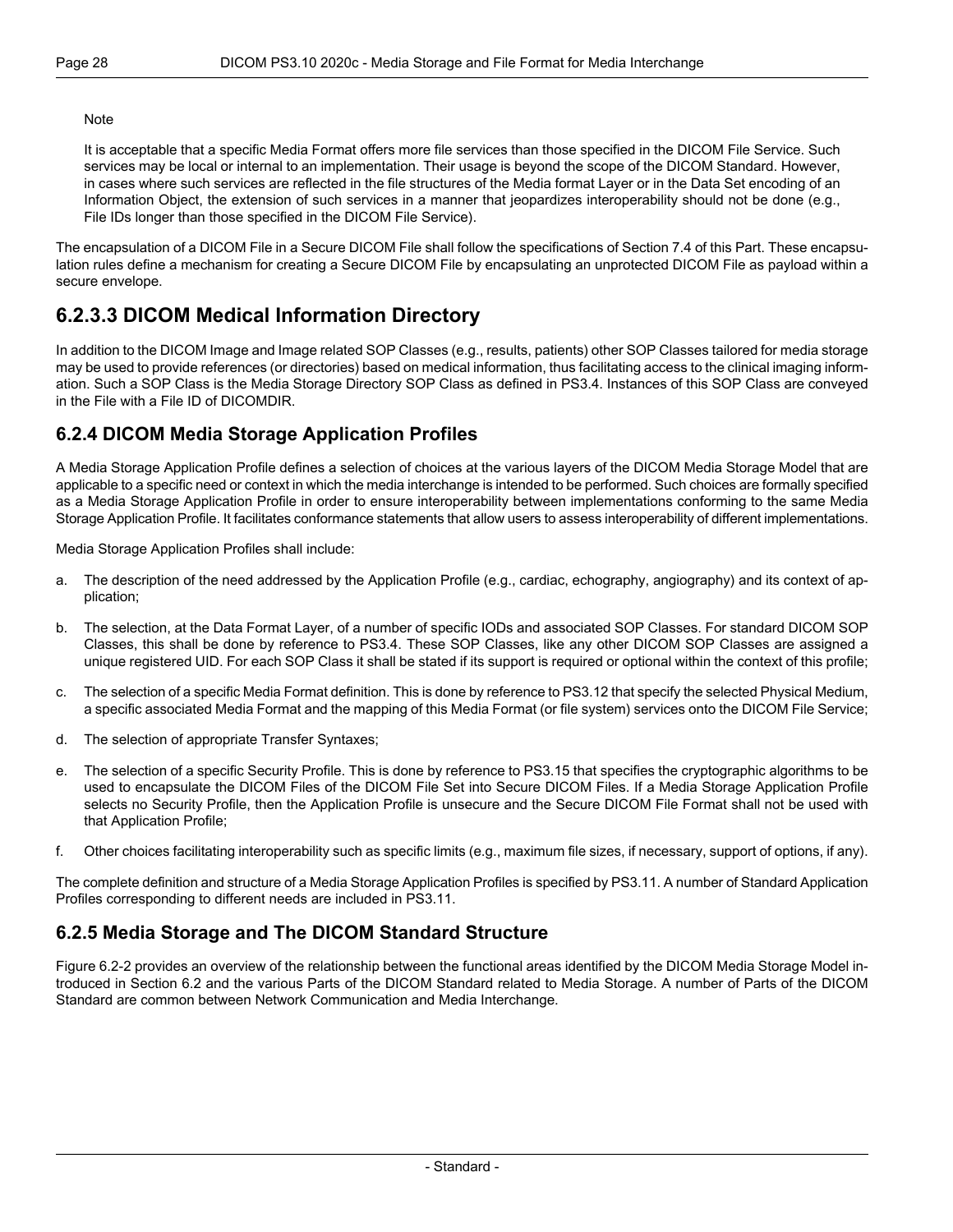Note

It is acceptable that a specific Media Format offers more file services than those specified in the DICOM File Service. Such services may be local or internal to an implementation. Their usage is beyond the scope of the DICOM Standard. However, in cases where such services are reflected in the file structures of the Media format Layer or in the Data Set encoding of an Information Object, the extension of such services in a manner that jeopardizes interoperability should not be done (e.g., File IDs longer than those specified in the DICOM File Service).

The encapsulation of a DICOM File in a Secure DICOM File shall follow the specifications of Section 7.4 of this Part. These encapsulation rules define a mechanism for creating a Secure DICOM File by encapsulating an unprotected DICOM File as payload within a secure envelope.

### 6.2.3.3 DICOM Medical Information Directory

In addition to the DICOM Image and Image related SOP Classes (e.g., results, patients) other SOP Classes tailored for media storage may be used to provide references (or directories) based on medical information, thus facilitating access to the clinical imaging information. Such a SOP Class is the Media Storage Directory SOP Class as defined in PS3.4. Instances of this SOP Class are conveyed in the File with a File ID of DICOMDIR.

## 6.2.4 DICOM Media Storage Application Profiles

A Media Storage Application Profile defines a selection of choices at the various layers of the DICOM Media Storage Model that are applicable to a specific need or context in which the media interchange is intended to be performed. Such choices are formally specified as a Media Storage Application Profile in order to ensure interoperability between implementations conforming to the same Media Storage Application Profile. It facilitates conformance statements that allow users to assess interoperability of different implementations.

Media Storage Application Profiles shall include:

a. The description of the need addressed by the Application Profile (e.g., cardiac, echography, angiography) and its context of application;

b. The selection, at the Data Format Layer, of a number of specific IODs and associated SOP Classes. For standard DICOM SOP Classes, this shall be done by reference to PS3.4. These SOP Classes, like any other DICOM SOP Classes are assigned a unique registered UID. For each SOP Class it shall be stated if its support is required or optional within the context of this profile;

c. The selection of a specific Media Format definition. This is done by reference to PS3.12 that specify the selected Physical Medium, a specific associated Media Format and the mapping of this Media Format (or file system) services onto the DICOM File Service;

d. The selection of appropriate Transfer Syntaxes;

e. The selection of a specific Security Profile. This is done by reference to PS3.15 that specifies the cryptographic algorithms to be used to encapsulate the DICOM Files of the DICOM File Set into Secure DICOM Files. If a Media Storage Application Profile selects no Security Profile, then the Application Profile is unsecure and the Secure DICOM File Format shall not be used with that Application Profile;

f. Other choices facilitating interoperability such as specific limits (e.g., maximum file sizes, if necessary, support of options, if any).

The complete definition and structure of a Media Storage Application Profiles is specified by PS3.11. A number of Standard Application Profiles corresponding to different needs are included in PS3.11.

## 6.2.5 Media Storage and The DICOM Standard Structure

Figure 6.2-2 provides an overview of the relationship between the functional areas identified by the DICOM Media Storage Model introduced in Section 6.2 and the various Parts of the DICOM Standard related to Media Storage. A number of Parts of the DICOM Standard are common between Network Communication and Media Interchange.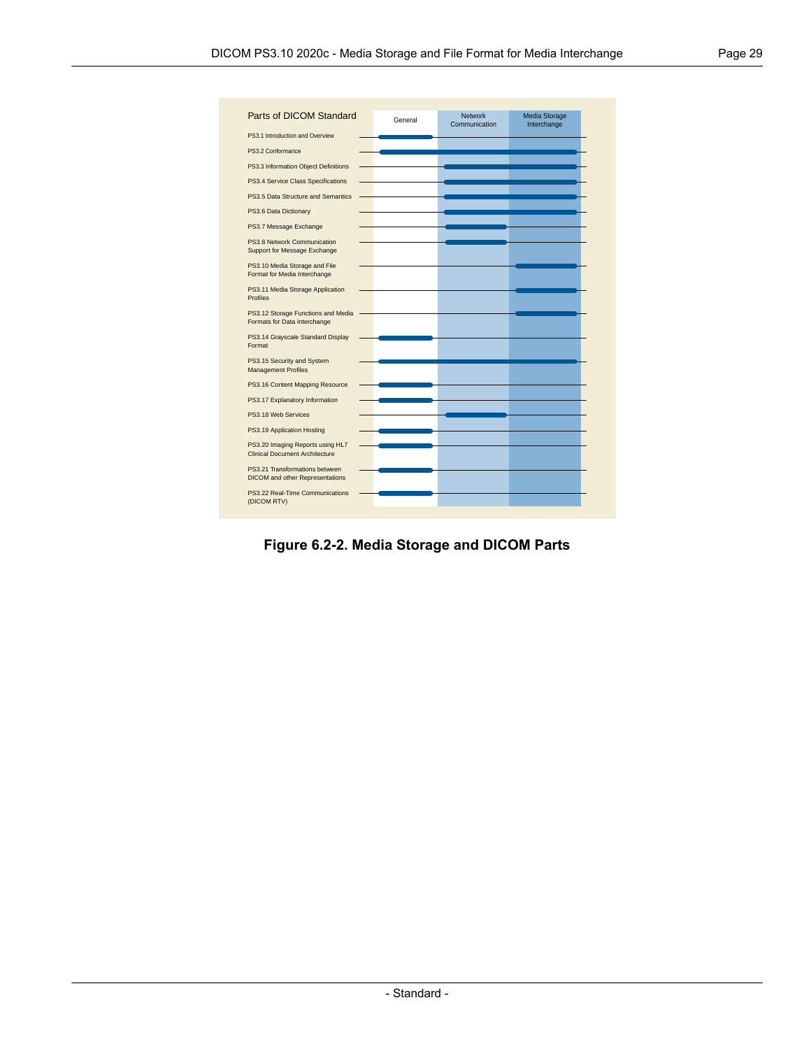| Parts of DICOM Standard | General | Network Communication | Media Storage Interchange |
|---|---|---|---|
| PS3.1 Introduction and Overview | X | | |
| PS3.2 Conformance | X | X | X |
| PS3.3 Information Object Definitions | | X | X |
| PS3.4 Service Class Specifications | | X | X |
| PS3.5 Data Structure and Semantics | | X | X |
| PS3.6 Data Dictionary | | X | X |
| PS3.7 Message Exchange | | X | |
| PS3.8 Network Communication Support for Message Exchange | | X | |
| PS3.10 Media Storage and File Format for Media Interchange | | | X |
| PS3.11 Media Storage Application Profiles | | | X |
| PS3.12 Storage Functions and Media Formats for Data Interchange | | | X |
| PS3.14 Grayscale Standard Display Format | X | | |
| PS3.15 Security and System Management Profiles | X | X | X |
| PS3.16 Content Mapping Resource | X | | |
| PS3.17 Explanatory Information | X | | |
| PS3.18 Web Services | | X | |
| PS3.19 Application Hosting | X | | |
| PS3.20 Imaging Reports using HL7 Clinical Document Architecture | X | | |
| PS3.21 Transformations between DICOM and other Representations | X | | |
| PS3.22 Real-Time Communications (DICOM RTV) | X | | |

**Figure 6.2-2. Media Storage and DICOM Parts**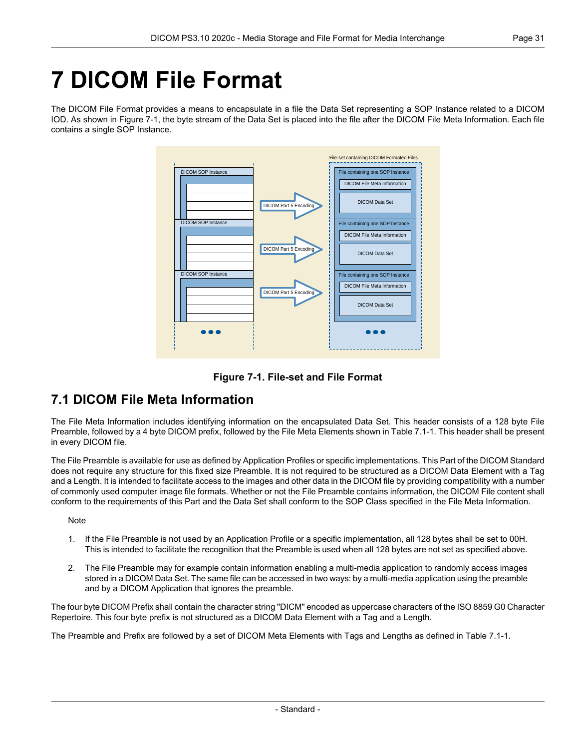# 7 DICOM File Format

The DICOM File Format provides a means to encapsulate in a file the Data Set representing a SOP Instance related to a DICOM IOD. As shown in Figure 7-1, the byte stream of the Data Set is placed into the file after the DICOM File Meta Information. Each file contains a single SOP Instance.

**Figure 7-1. File-set and File Format**

## 7.1 DICOM File Meta Information

The File Meta Information includes identifying information on the encapsulated Data Set. This header consists of a 128 byte File Preamble, followed by a 4 byte DICOM prefix, followed by the File Meta Elements shown in Table 7.1-1. This header shall be present in every DICOM file.

The File Preamble is available for use as defined by Application Profiles or specific implementations. This Part of the DICOM Standard does not require any structure for this fixed size Preamble. It is not required to be structured as a DICOM Data Element with a Tag and a Length. It is intended to facilitate access to the images and other data in the DICOM file by providing compatibility with a number of commonly used computer image file formats. Whether or not the File Preamble contains information, the DICOM File content shall conform to the requirements of this Part and the Data Set shall conform to the SOP Class specified in the File Meta Information.

Note

1. If the File Preamble is not used by an Application Profile or a specific implementation, all 128 bytes shall be set to 00H. This is intended to facilitate the recognition that the Preamble is used when all 128 bytes are not set as specified above.

2. The File Preamble may for example contain information enabling a multi-media application to randomly access images stored in a DICOM Data Set. The same file can be accessed in two ways: by a multi-media application using the preamble and by a DICOM Application that ignores the preamble.

The four byte DICOM Prefix shall contain the character string "DICM" encoded as uppercase characters of the ISO 8859 G0 Character Repertoire. This four byte prefix is not structured as a DICOM Data Element with a Tag and a Length.

The Preamble and Prefix are followed by a set of DICOM Meta Elements with Tags and Lengths as defined in Table 7.1-1.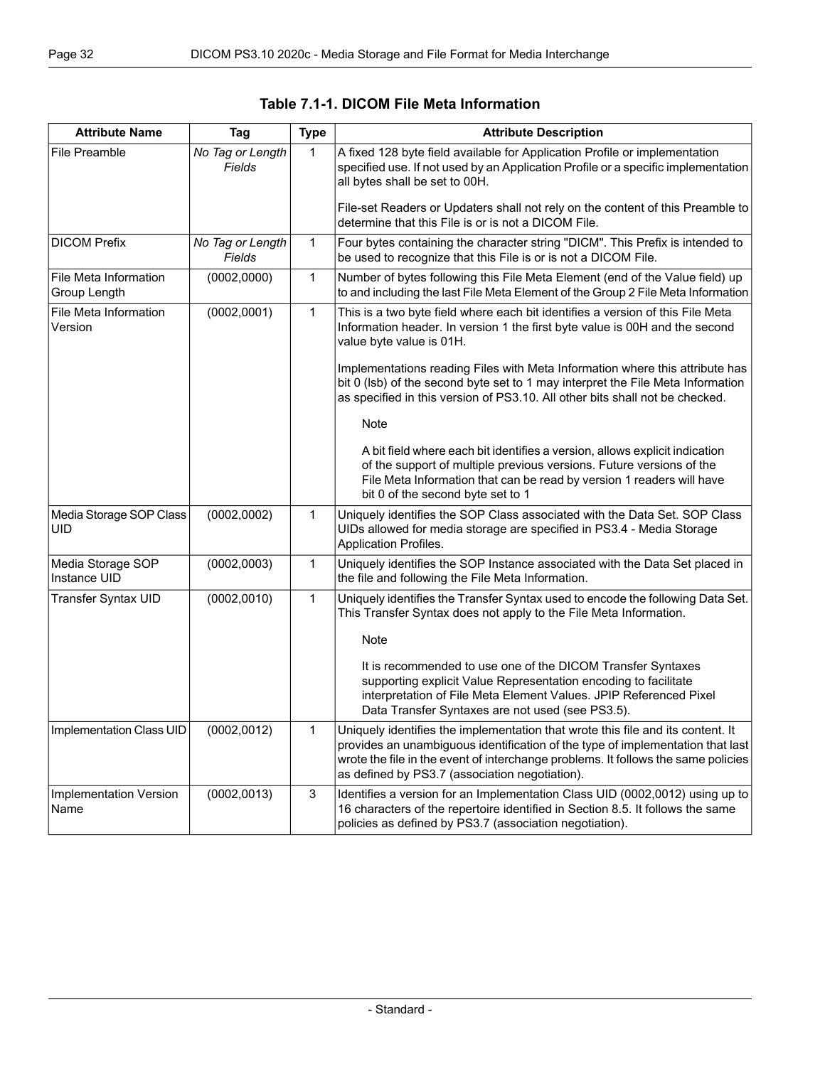**Table 7.1-1. DICOM File Meta Information**

| Attribute Name | Tag | Type | Attribute Description |
|---|---|---|---|
| File Preamble | *No Tag or Length Fields* | 1 | A fixed 128 byte field available for Application Profile or implementation specified use. If not used by an Application Profile or a specific implementation all bytes shall be set to 00H.<br><br>File-set Readers or Updaters shall not rely on the content of this Preamble to determine that this File is or is not a DICOM File. |
| DICOM Prefix | *No Tag or Length Fields* | 1 | Four bytes containing the character string "DICM". This Prefix is intended to be used to recognize that this File is or is not a DICOM File. |
| File Meta Information Group Length | (0002,0000) | 1 | Number of bytes following this File Meta Element (end of the Value field) up to and including the last File Meta Element of the Group 2 File Meta Information |
| File Meta Information Version | (0002,0001) | 1 | This is a two byte field where each bit identifies a version of this File Meta Information header. In version 1 the first byte value is 00H and the second value byte value is 01H.<br><br>Implementations reading Files with Meta Information where this attribute has bit 0 (lsb) of the second byte set to 1 may interpret the File Meta Information as specified in this version of PS3.10. All other bits shall not be checked.<br><br>Note<br><br>A bit field where each bit identifies a version, allows explicit indication of the support of multiple previous versions. Future versions of the File Meta Information that can be read by version 1 readers will have bit 0 of the second byte set to 1 |
| Media Storage SOP Class UID | (0002,0002) | 1 | Uniquely identifies the SOP Class associated with the Data Set. SOP Class UIDs allowed for media storage are specified in PS3.4 - Media Storage Application Profiles. |
| Media Storage SOP Instance UID | (0002,0003) | 1 | Uniquely identifies the SOP Instance associated with the Data Set placed in the file and following the File Meta Information. |
| Transfer Syntax UID | (0002,0010) | 1 | Uniquely identifies the Transfer Syntax used to encode the following Data Set. This Transfer Syntax does not apply to the File Meta Information.<br><br>Note<br><br>It is recommended to use one of the DICOM Transfer Syntaxes supporting explicit Value Representation encoding to facilitate interpretation of File Meta Element Values. JPIP Referenced Pixel Data Transfer Syntaxes are not used (see PS3.5). |
| Implementation Class UID | (0002,0012) | 1 | Uniquely identifies the implementation that wrote this file and its content. It provides an unambiguous identification of the type of implementation that last wrote the file in the event of interchange problems. It follows the same policies as defined by PS3.7 (association negotiation). |
| Implementation Version Name | (0002,0013) | 3 | Identifies a version for an Implementation Class UID (0002,0012) using up to 16 characters of the repertoire identified in Section 8.5. It follows the same policies as defined by PS3.7 (association negotiation). |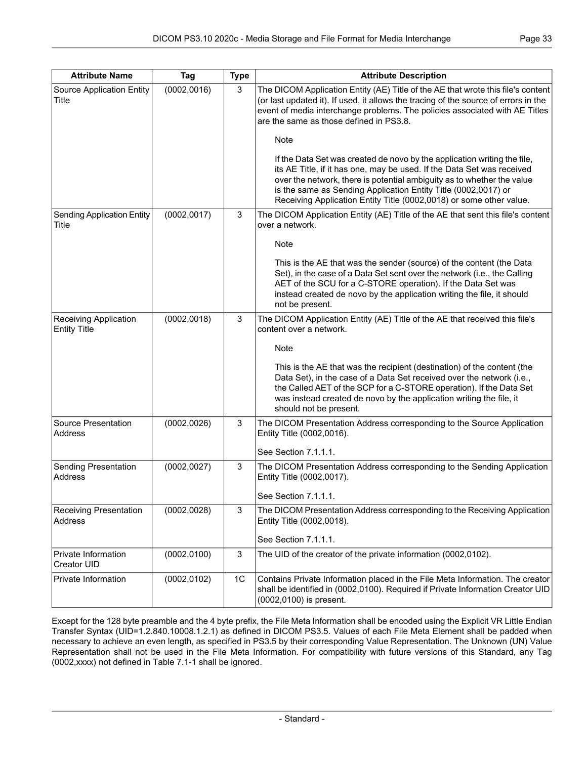| Attribute Name | Tag | Type | Attribute Description |
|---|---|---|---|
| Source Application Entity Title | (0002,0016) | 3 | The DICOM Application Entity (AE) Title of the AE that wrote this file's content (or last updated it). If used, it allows the tracing of the source of errors in the event of media interchange problems. The policies associated with AE Titles are the same as those defined in PS3.8.<br><br>Note<br><br>If the Data Set was created de novo by the application writing the file, its AE Title, if it has one, may be used. If the Data Set was received over the network, there is potential ambiguity as to whether the value is the same as Sending Application Entity Title (0002,0017) or Receiving Application Entity Title (0002,0018) or some other value. |
| Sending Application Entity Title | (0002,0017) | 3 | The DICOM Application Entity (AE) Title of the AE that sent this file's content over a network.<br><br>Note<br><br>This is the AE that was the sender (source) of the content (the Data Set), in the case of a Data Set sent over the network (i.e., the Calling AET of the SCU for a C-STORE operation). If the Data Set was instead created de novo by the application writing the file, it should not be present. |
| Receiving Application Entity Title | (0002,0018) | 3 | The DICOM Application Entity (AE) Title of the AE that received this file's content over a network.<br><br>Note<br><br>This is the AE that was the recipient (destination) of the content (the Data Set), in the case of a Data Set received over the network (i.e., the Called AET of the SCP for a C-STORE operation). If the Data Set was instead created de novo by the application writing the file, it should not be present. |
| Source Presentation Address | (0002,0026) | 3 | The DICOM Presentation Address corresponding to the Source Application Entity Title (0002,0016).<br><br>See Section 7.1.1.1. |
| Sending Presentation Address | (0002,0027) | 3 | The DICOM Presentation Address corresponding to the Sending Application Entity Title (0002,0017).<br><br>See Section 7.1.1.1. |
| Receiving Presentation Address | (0002,0028) | 3 | The DICOM Presentation Address corresponding to the Receiving Application Entity Title (0002,0018).<br><br>See Section 7.1.1.1. |
| Private Information Creator UID | (0002,0100) | 3 | The UID of the creator of the private information (0002,0102). |
| Private Information | (0002,0102) | 1C | Contains Private Information placed in the File Meta Information. The creator shall be identified in (0002,0100). Required if Private Information Creator UID (0002,0100) is present. |

Except for the 128 byte preamble and the 4 byte prefix, the File Meta Information shall be encoded using the Explicit VR Little Endian Transfer Syntax (UID=1.2.840.10008.1.2.1) as defined in DICOM PS3.5. Values of each File Meta Element shall be padded when necessary to achieve an even length, as specified in PS3.5 by their corresponding Value Representation. The Unknown (UN) Value Representation shall not be used in the File Meta Information. For compatibility with future versions of this Standard, any Tag (0002,xxxx) not defined in Table 7.1-1 shall be ignored.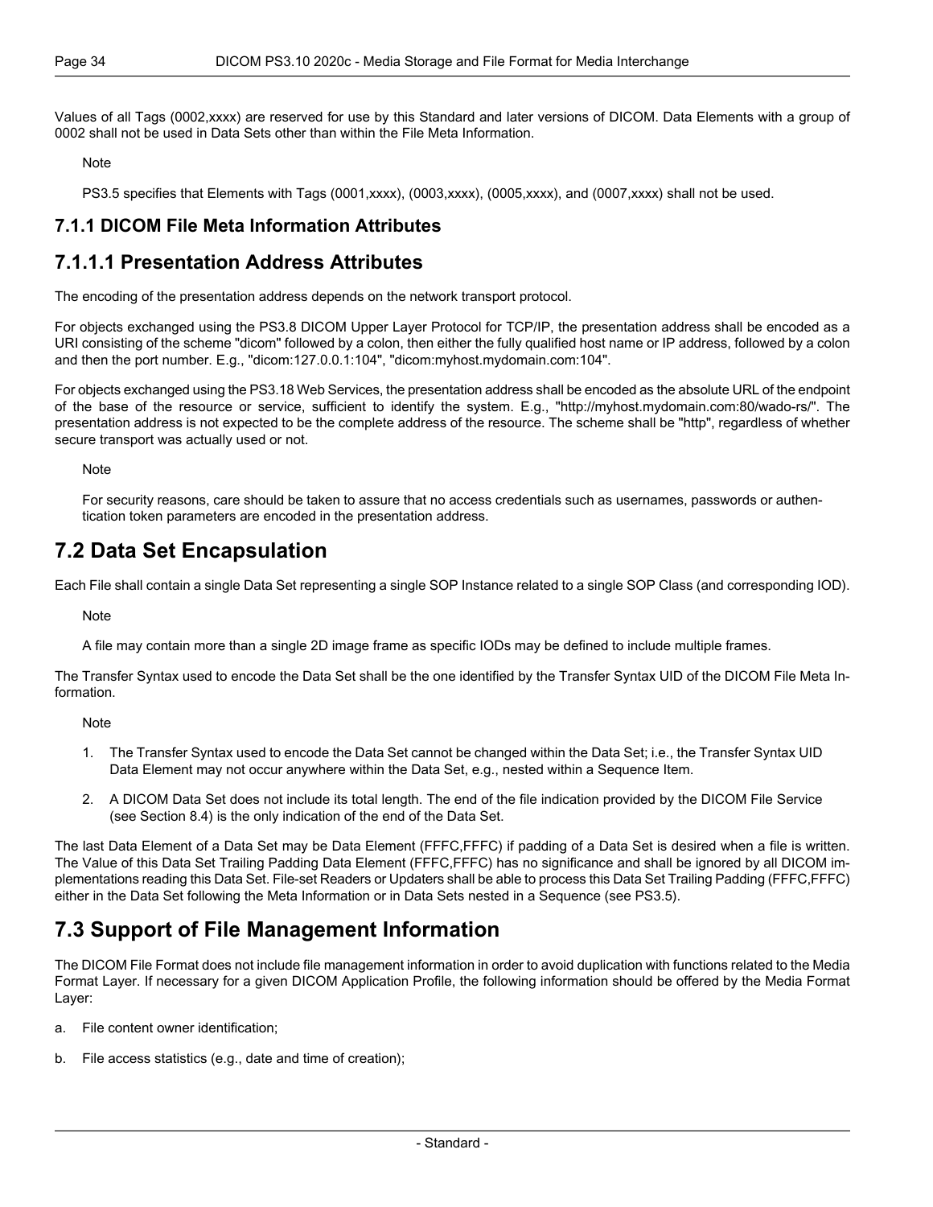Values of all Tags (0002,xxxx) are reserved for use by this Standard and later versions of DICOM. Data Elements with a group of 0002 shall not be used in Data Sets other than within the File Meta Information.

Note

PS3.5 specifies that Elements with Tags (0001,xxxx), (0003,xxxx), (0005,xxxx), and (0007,xxxx) shall not be used.

### 7.1.1 DICOM File Meta Information Attributes

### 7.1.1.1 Presentation Address Attributes

The encoding of the presentation address depends on the network transport protocol.

For objects exchanged using the PS3.8 DICOM Upper Layer Protocol for TCP/IP, the presentation address shall be encoded as a URI consisting of the scheme "dicom" followed by a colon, then either the fully qualified host name or IP address, followed by a colon and then the port number. E.g., "dicom:127.0.0.1:104", "dicom:myhost.mydomain.com:104".

For objects exchanged using the PS3.18 Web Services, the presentation address shall be encoded as the absolute URL of the endpoint of the base of the resource or service, sufficient to identify the system. E.g., "http://myhost.mydomain.com:80/wado-rs/". The presentation address is not expected to be the complete address of the resource. The scheme shall be "http", regardless of whether secure transport was actually used or not.

Note

For security reasons, care should be taken to assure that no access credentials such as usernames, passwords or authentication token parameters are encoded in the presentation address.

## 7.2 Data Set Encapsulation

Each File shall contain a single Data Set representing a single SOP Instance related to a single SOP Class (and corresponding IOD).

Note

A file may contain more than a single 2D image frame as specific IODs may be defined to include multiple frames.

The Transfer Syntax used to encode the Data Set shall be the one identified by the Transfer Syntax UID of the DICOM File Meta Information.

Note

1. The Transfer Syntax used to encode the Data Set cannot be changed within the Data Set; i.e., the Transfer Syntax UID Data Element may not occur anywhere within the Data Set, e.g., nested within a Sequence Item.
2. A DICOM Data Set does not include its total length. The end of the file indication provided by the DICOM File Service (see Section 8.4) is the only indication of the end of the Data Set.

The last Data Element of a Data Set may be Data Element (FFFC,FFFC) if padding of a Data Set is desired when a file is written. The Value of this Data Set Trailing Padding Data Element (FFFC,FFFC) has no significance and shall be ignored by all DICOM implementations reading this Data Set. File-set Readers or Updaters shall be able to process this Data Set Trailing Padding (FFFC,FFFC) either in the Data Set following the Meta Information or in Data Sets nested in a Sequence (see PS3.5).

## 7.3 Support of File Management Information

The DICOM File Format does not include file management information in order to avoid duplication with functions related to the Media Format Layer. If necessary for a given DICOM Application Profile, the following information should be offered by the Media Format Layer:

a. File content owner identification;

b. File access statistics (e.g., date and time of creation);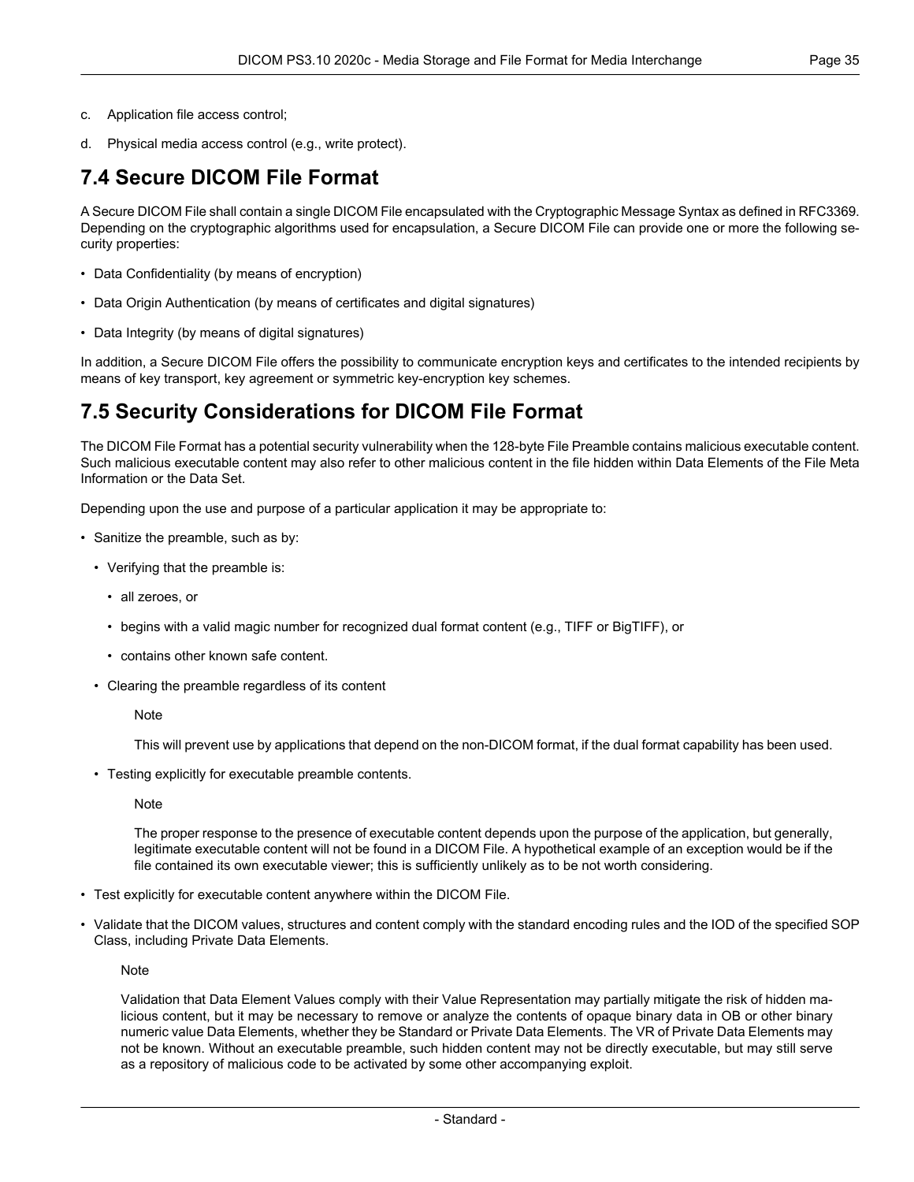c. Application file access control;

d. Physical media access control (e.g., write protect).

## 7.4 Secure DICOM File Format

A Secure DICOM File shall contain a single DICOM File encapsulated with the Cryptographic Message Syntax as defined in RFC3369. Depending on the cryptographic algorithms used for encapsulation, a Secure DICOM File can provide one or more the following security properties:

- Data Confidentiality (by means of encryption)
- Data Origin Authentication (by means of certificates and digital signatures)
- Data Integrity (by means of digital signatures)

In addition, a Secure DICOM File offers the possibility to communicate encryption keys and certificates to the intended recipients by means of key transport, key agreement or symmetric key-encryption key schemes.

## 7.5 Security Considerations for DICOM File Format

The DICOM File Format has a potential security vulnerability when the 128-byte File Preamble contains malicious executable content. Such malicious executable content may also refer to other malicious content in the file hidden within Data Elements of the File Meta Information or the Data Set.

Depending upon the use and purpose of a particular application it may be appropriate to:

- Sanitize the preamble, such as by:
  - Verifying that the preamble is:
    - all zeroes, or
    - begins with a valid magic number for recognized dual format content (e.g., TIFF or BigTIFF), or
    - contains other known safe content.
  - Clearing the preamble regardless of its content

    Note

    This will prevent use by applications that depend on the non-DICOM format, if the dual format capability has been used.

  - Testing explicitly for executable preamble contents.

    Note

    The proper response to the presence of executable content depends upon the purpose of the application, but generally, legitimate executable content will not be found in a DICOM File. A hypothetical example of an exception would be if the file contained its own executable viewer; this is sufficiently unlikely as to be not worth considering.

- Test explicitly for executable content anywhere within the DICOM File.
- Validate that the DICOM values, structures and content comply with the standard encoding rules and the IOD of the specified SOP Class, including Private Data Elements.

  Note

  Validation that Data Element Values comply with their Value Representation may partially mitigate the risk of hidden malicious content, but it may be necessary to remove or analyze the contents of opaque binary data in OB or other binary numeric value Data Elements, whether they be Standard or Private Data Elements. The VR of Private Data Elements may not be known. Without an executable preamble, such hidden content may not be directly executable, but may still serve as a repository of malicious code to be activated by some other accompanying exploit.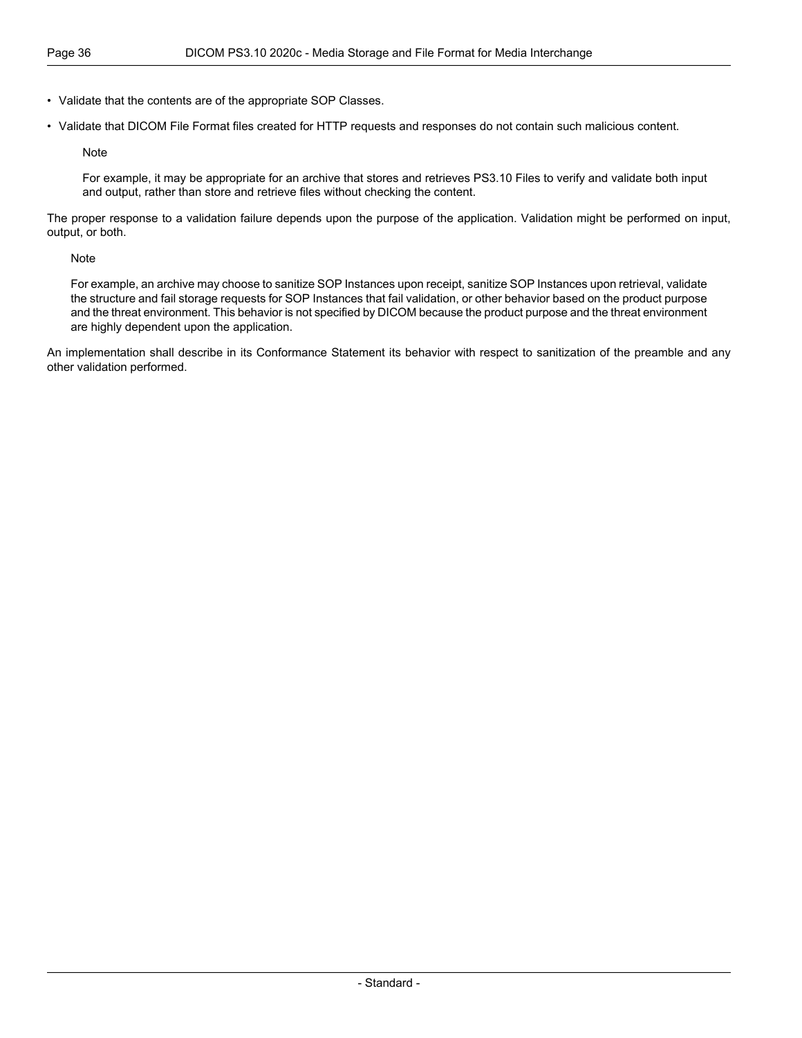- Validate that the contents are of the appropriate SOP Classes.
- Validate that DICOM File Format files created for HTTP requests and responses do not contain such malicious content.

  Note

  For example, it may be appropriate for an archive that stores and retrieves PS3.10 Files to verify and validate both input and output, rather than store and retrieve files without checking the content.

The proper response to a validation failure depends upon the purpose of the application. Validation might be performed on input, output, or both.

> Note
>
> For example, an archive may choose to sanitize SOP Instances upon receipt, sanitize SOP Instances upon retrieval, validate the structure and fail storage requests for SOP Instances that fail validation, or other behavior based on the product purpose and the threat environment. This behavior is not specified by DICOM because the product purpose and the threat environment are highly dependent upon the application.

An implementation shall describe in its Conformance Statement its behavior with respect to sanitization of the preamble and any other validation performed.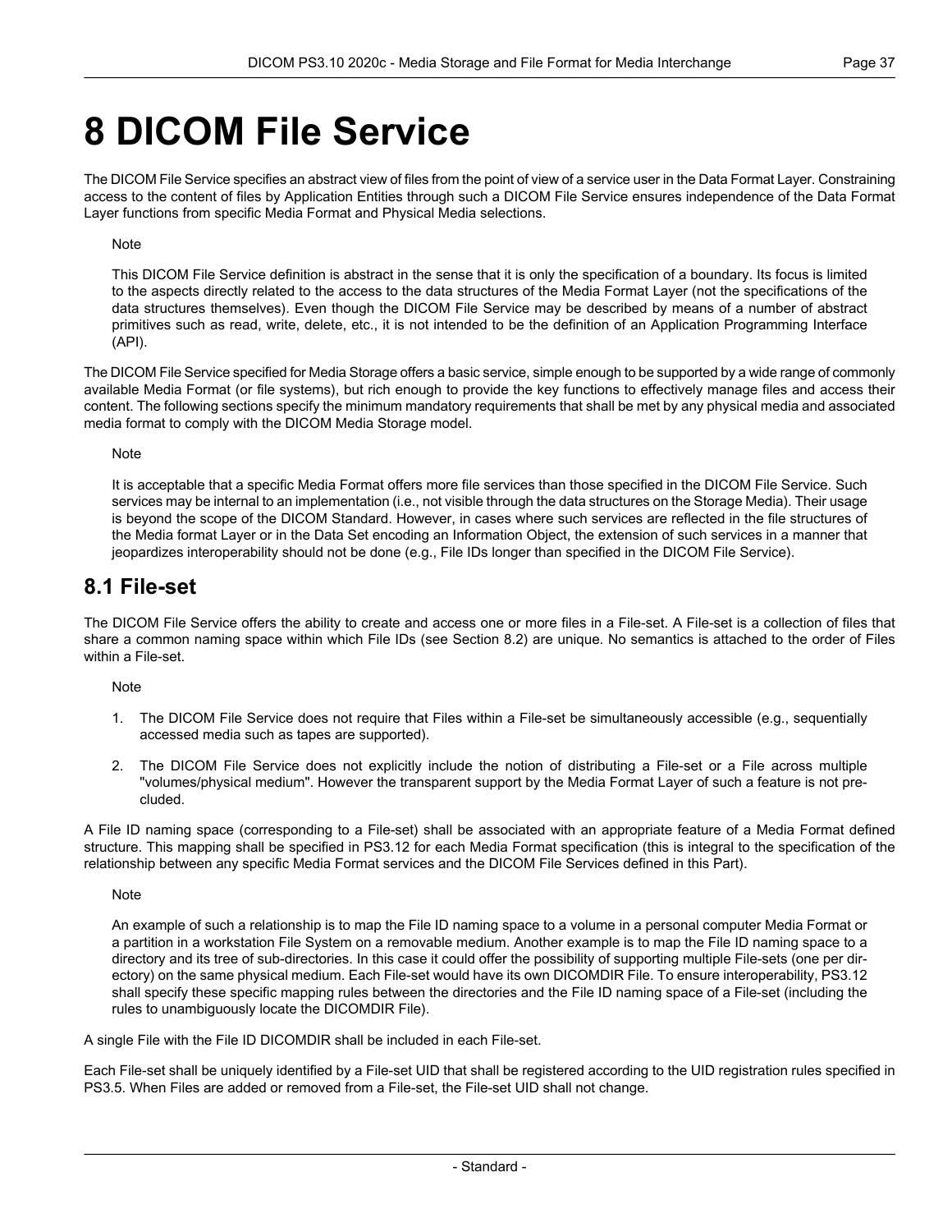# 8 DICOM File Service

The DICOM File Service specifies an abstract view of files from the point of view of a service user in the Data Format Layer. Constraining access to the content of files by Application Entities through such a DICOM File Service ensures independence of the Data Format Layer functions from specific Media Format and Physical Media selections.

Note

This DICOM File Service definition is abstract in the sense that it is only the specification of a boundary. Its focus is limited to the aspects directly related to the access to the data structures of the Media Format Layer (not the specifications of the data structures themselves). Even though the DICOM File Service may be described by means of a number of abstract primitives such as read, write, delete, etc., it is not intended to be the definition of an Application Programming Interface (API).

The DICOM File Service specified for Media Storage offers a basic service, simple enough to be supported by a wide range of commonly available Media Format (or file systems), but rich enough to provide the key functions to effectively manage files and access their content. The following sections specify the minimum mandatory requirements that shall be met by any physical media and associated media format to comply with the DICOM Media Storage model.

Note

It is acceptable that a specific Media Format offers more file services than those specified in the DICOM File Service. Such services may be internal to an implementation (i.e., not visible through the data structures on the Storage Media). Their usage is beyond the scope of the DICOM Standard. However, in cases where such services are reflected in the file structures of the Media format Layer or in the Data Set encoding an Information Object, the extension of such services in a manner that jeopardizes interoperability should not be done (e.g., File IDs longer than specified in the DICOM File Service).

## 8.1 File-set

The DICOM File Service offers the ability to create and access one or more files in a File-set. A File-set is a collection of files that share a common naming space within which File IDs (see Section 8.2) are unique. No semantics is attached to the order of Files within a File-set.

Note

1. The DICOM File Service does not require that Files within a File-set be simultaneously accessible (e.g., sequentially accessed media such as tapes are supported).
2. The DICOM File Service does not explicitly include the notion of distributing a File-set or a File across multiple "volumes/physical medium". However the transparent support by the Media Format Layer of such a feature is not precluded.

A File ID naming space (corresponding to a File-set) shall be associated with an appropriate feature of a Media Format defined structure. This mapping shall be specified in PS3.12 for each Media Format specification (this is integral to the specification of the relationship between any specific Media Format services and the DICOM File Services defined in this Part).

Note

An example of such a relationship is to map the File ID naming space to a volume in a personal computer Media Format or a partition in a workstation File System on a removable medium. Another example is to map the File ID naming space to a directory and its tree of sub-directories. In this case it could offer the possibility of supporting multiple File-sets (one per directory) on the same physical medium. Each File-set would have its own DICOMDIR File. To ensure interoperability, PS3.12 shall specify these specific mapping rules between the directories and the File ID naming space of a File-set (including the rules to unambiguously locate the DICOMDIR File).

A single File with the File ID DICOMDIR shall be included in each File-set.

Each File-set shall be uniquely identified by a File-set UID that shall be registered according to the UID registration rules specified in PS3.5. When Files are added or removed from a File-set, the File-set UID shall not change.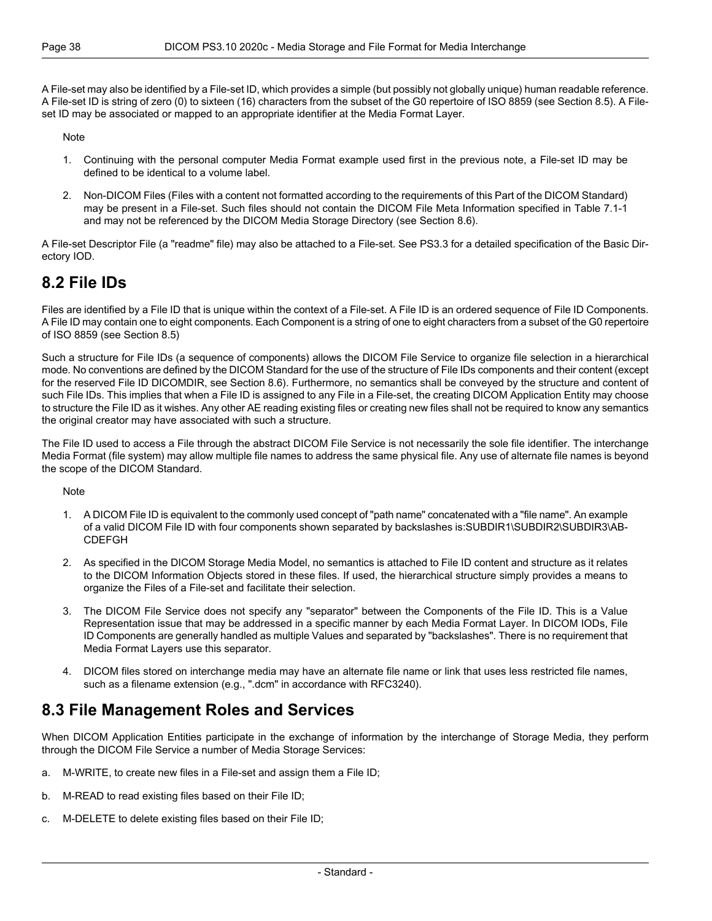A File-set may also be identified by a File-set ID, which provides a simple (but possibly not globally unique) human readable reference. A File-set ID is string of zero (0) to sixteen (16) characters from the subset of the G0 repertoire of ISO 8859 (see Section 8.5). A File-set ID may be associated or mapped to an appropriate identifier at the Media Format Layer.

Note

1. Continuing with the personal computer Media Format example used first in the previous note, a File-set ID may be defined to be identical to a volume label.
2. Non-DICOM Files (Files with a content not formatted according to the requirements of this Part of the DICOM Standard) may be present in a File-set. Such files should not contain the DICOM File Meta Information specified in Table 7.1-1 and may not be referenced by the DICOM Media Storage Directory (see Section 8.6).

A File-set Descriptor File (a "readme" file) may also be attached to a File-set. See PS3.3 for a detailed specification of the Basic Directory IOD.

## 8.2 File IDs

Files are identified by a File ID that is unique within the context of a File-set. A File ID is an ordered sequence of File ID Components. A File ID may contain one to eight components. Each Component is a string of one to eight characters from a subset of the G0 repertoire of ISO 8859 (see Section 8.5)

Such a structure for File IDs (a sequence of components) allows the DICOM File Service to organize file selection in a hierarchical mode. No conventions are defined by the DICOM Standard for the use of the structure of File IDs components and their content (except for the reserved File ID DICOMDIR, see Section 8.6). Furthermore, no semantics shall be conveyed by the structure and content of such File IDs. This implies that when a File ID is assigned to any File in a File-set, the creating DICOM Application Entity may choose to structure the File ID as it wishes. Any other AE reading existing files or creating new files shall not be required to know any semantics the original creator may have associated with such a structure.

The File ID used to access a File through the abstract DICOM File Service is not necessarily the sole file identifier. The interchange Media Format (file system) may allow multiple file names to address the same physical file. Any use of alternate file names is beyond the scope of the DICOM Standard.

Note

1. A DICOM File ID is equivalent to the commonly used concept of "path name" concatenated with a "file name". An example of a valid DICOM File ID with four components shown separated by backslashes is:SUBDIR1\SUBDIR2\SUBDIR3\ABCDEFGH
2. As specified in the DICOM Storage Media Model, no semantics is attached to File ID content and structure as it relates to the DICOM Information Objects stored in these files. If used, the hierarchical structure simply provides a means to organize the Files of a File-set and facilitate their selection.
3. The DICOM File Service does not specify any "separator" between the Components of the File ID. This is a Value Representation issue that may be addressed in a specific manner by each Media Format Layer. In DICOM IODs, File ID Components are generally handled as multiple Values and separated by "backslashes". There is no requirement that Media Format Layers use this separator.
4. DICOM files stored on interchange media may have an alternate file name or link that uses less restricted file names, such as a filename extension (e.g., ".dcm" in accordance with RFC3240).

## 8.3 File Management Roles and Services

When DICOM Application Entities participate in the exchange of information by the interchange of Storage Media, they perform through the DICOM File Service a number of Media Storage Services:

a. M-WRITE, to create new files in a File-set and assign them a File ID;

b. M-READ to read existing files based on their File ID;

c. M-DELETE to delete existing files based on their File ID;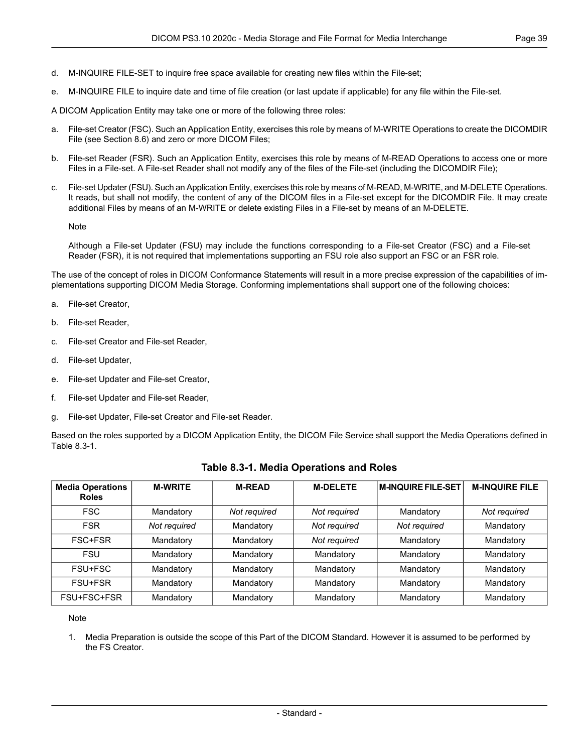d. M-INQUIRE FILE-SET to inquire free space available for creating new files within the File-set;

e. M-INQUIRE FILE to inquire date and time of file creation (or last update if applicable) for any file within the File-set.

A DICOM Application Entity may take one or more of the following three roles:

a. File-set Creator (FSC). Such an Application Entity, exercises this role by means of M-WRITE Operations to create the DICOMDIR File (see Section 8.6) and zero or more DICOM Files;

b. File-set Reader (FSR). Such an Application Entity, exercises this role by means of M-READ Operations to access one or more Files in a File-set. A File-set Reader shall not modify any of the files of the File-set (including the DICOMDIR File);

c. File-set Updater (FSU). Such an Application Entity, exercises this role by means of M-READ, M-WRITE, and M-DELETE Operations. It reads, but shall not modify, the content of any of the DICOM files in a File-set except for the DICOMDIR File. It may create additional Files by means of an M-WRITE or delete existing Files in a File-set by means of an M-DELETE.

Note

Although a File-set Updater (FSU) may include the functions corresponding to a File-set Creator (FSC) and a File-set Reader (FSR), it is not required that implementations supporting an FSU role also support an FSC or an FSR role.

The use of the concept of roles in DICOM Conformance Statements will result in a more precise expression of the capabilities of implementations supporting DICOM Media Storage. Conforming implementations shall support one of the following choices:

a. File-set Creator,

b. File-set Reader,

c. File-set Creator and File-set Reader,

d. File-set Updater,

e. File-set Updater and File-set Creator,

f. File-set Updater and File-set Reader,

g. File-set Updater, File-set Creator and File-set Reader.

Based on the roles supported by a DICOM Application Entity, the DICOM File Service shall support the Media Operations defined in Table 8.3-1.

**Table 8.3-1. Media Operations and Roles**

| Media Operations Roles | M-WRITE | M-READ | M-DELETE | M-INQUIRE FILE-SET | M-INQUIRE FILE |
|---|---|---|---|---|---|
| FSC | Mandatory | *Not required* | *Not required* | Mandatory | *Not required* |
| FSR | *Not required* | Mandatory | *Not required* | *Not required* | Mandatory |
| FSC+FSR | Mandatory | Mandatory | *Not required* | Mandatory | Mandatory |
| FSU | Mandatory | Mandatory | Mandatory | Mandatory | Mandatory |
| FSU+FSC | Mandatory | Mandatory | Mandatory | Mandatory | Mandatory |
| FSU+FSR | Mandatory | Mandatory | Mandatory | Mandatory | Mandatory |
| FSU+FSC+FSR | Mandatory | Mandatory | Mandatory | Mandatory | Mandatory |

Note

1. Media Preparation is outside the scope of this Part of the DICOM Standard. However it is assumed to be performed by the FS Creator.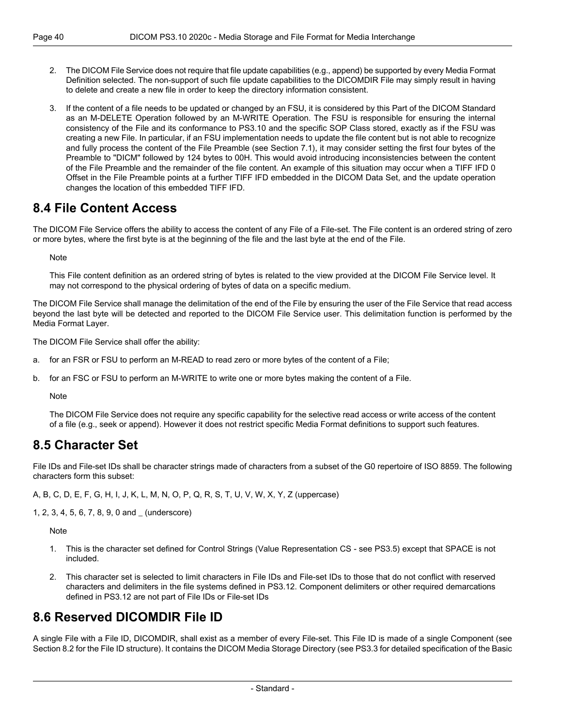2. The DICOM File Service does not require that file update capabilities (e.g., append) be supported by every Media Format Definition selected. The non-support of such file update capabilities to the DICOMDIR File may simply result in having to delete and create a new file in order to keep the directory information consistent.

3. If the content of a file needs to be updated or changed by an FSU, it is considered by this Part of the DICOM Standard as an M-DELETE Operation followed by an M-WRITE Operation. The FSU is responsible for ensuring the internal consistency of the File and its conformance to PS3.10 and the specific SOP Class stored, exactly as if the FSU was creating a new File. In particular, if an FSU implementation needs to update the file content but is not able to recognize and fully process the content of the File Preamble (see Section 7.1), it may consider setting the first four bytes of the Preamble to "DICM" followed by 124 bytes to 00H. This would avoid introducing inconsistencies between the content of the File Preamble and the remainder of the file content. An example of this situation may occur when a TIFF IFD 0 Offset in the File Preamble points at a further TIFF IFD embedded in the DICOM Data Set, and the update operation changes the location of this embedded TIFF IFD.

## 8.4 File Content Access

The DICOM File Service offers the ability to access the content of any File of a File-set. The File content is an ordered string of zero or more bytes, where the first byte is at the beginning of the file and the last byte at the end of the File.

Note

This File content definition as an ordered string of bytes is related to the view provided at the DICOM File Service level. It may not correspond to the physical ordering of bytes of data on a specific medium.

The DICOM File Service shall manage the delimitation of the end of the File by ensuring the user of the File Service that read access beyond the last byte will be detected and reported to the DICOM File Service user. This delimitation function is performed by the Media Format Layer.

The DICOM File Service shall offer the ability:

a. for an FSR or FSU to perform an M-READ to read zero or more bytes of the content of a File;

b. for an FSC or FSU to perform an M-WRITE to write one or more bytes making the content of a File.

Note

The DICOM File Service does not require any specific capability for the selective read access or write access of the content of a file (e.g., seek or append). However it does not restrict specific Media Format definitions to support such features.

## 8.5 Character Set

File IDs and File-set IDs shall be character strings made of characters from a subset of the G0 repertoire of ISO 8859. The following characters form this subset:

A, B, C, D, E, F, G, H, I, J, K, L, M, N, O, P, Q, R, S, T, U, V, W, X, Y, Z (uppercase)

1, 2, 3, 4, 5, 6, 7, 8, 9, 0 and _ (underscore)

Note

1. This is the character set defined for Control Strings (Value Representation CS - see PS3.5) except that SPACE is not included.

2. This character set is selected to limit characters in File IDs and File-set IDs to those that do not conflict with reserved characters and delimiters in the file systems defined in PS3.12. Component delimiters or other required demarcations defined in PS3.12 are not part of File IDs or File-set IDs

## 8.6 Reserved DICOMDIR File ID

A single File with a File ID, DICOMDIR, shall exist as a member of every File-set. This File ID is made of a single Component (see Section 8.2 for the File ID structure). It contains the DICOM Media Storage Directory (see PS3.3 for detailed specification of the Basic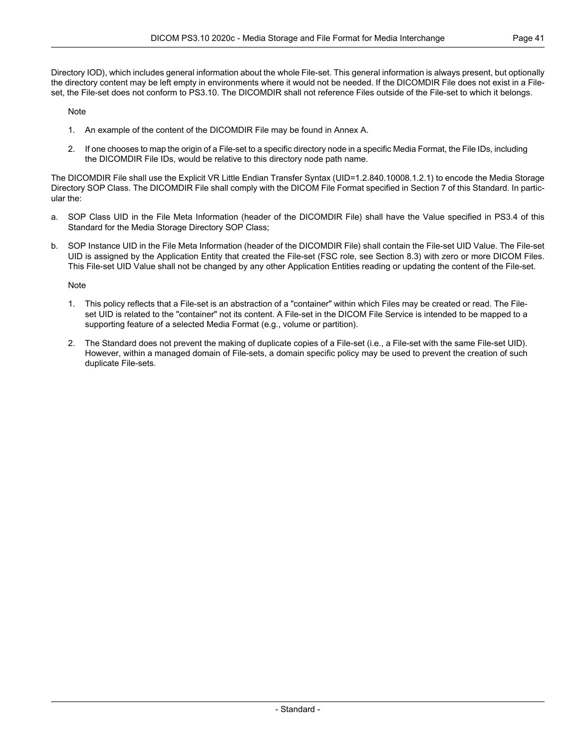Directory IOD), which includes general information about the whole File-set. This general information is always present, but optionally the directory content may be left empty in environments where it would not be needed. If the DICOMDIR File does not exist in a File-set, the File-set does not conform to PS3.10. The DICOMDIR shall not reference Files outside of the File-set to which it belongs.

Note

1. An example of the content of the DICOMDIR File may be found in Annex A.
2. If one chooses to map the origin of a File-set to a specific directory node in a specific Media Format, the File IDs, including the DICOMDIR File IDs, would be relative to this directory node path name.

The DICOMDIR File shall use the Explicit VR Little Endian Transfer Syntax (UID=1.2.840.10008.1.2.1) to encode the Media Storage Directory SOP Class. The DICOMDIR File shall comply with the DICOM File Format specified in Section 7 of this Standard. In particular the:

a. SOP Class UID in the File Meta Information (header of the DICOMDIR File) shall have the Value specified in PS3.4 of this Standard for the Media Storage Directory SOP Class;

b. SOP Instance UID in the File Meta Information (header of the DICOMDIR File) shall contain the File-set UID Value. The File-set UID is assigned by the Application Entity that created the File-set (FSC role, see Section 8.3) with zero or more DICOM Files. This File-set UID Value shall not be changed by any other Application Entities reading or updating the content of the File-set.

Note

1. This policy reflects that a File-set is an abstraction of a "container" within which Files may be created or read. The File-set UID is related to the "container" not its content. A File-set in the DICOM File Service is intended to be mapped to a supporting feature of a selected Media Format (e.g., volume or partition).
2. The Standard does not prevent the making of duplicate copies of a File-set (i.e., a File-set with the same File-set UID). However, within a managed domain of File-sets, a domain specific policy may be used to prevent the creation of such duplicate File-sets.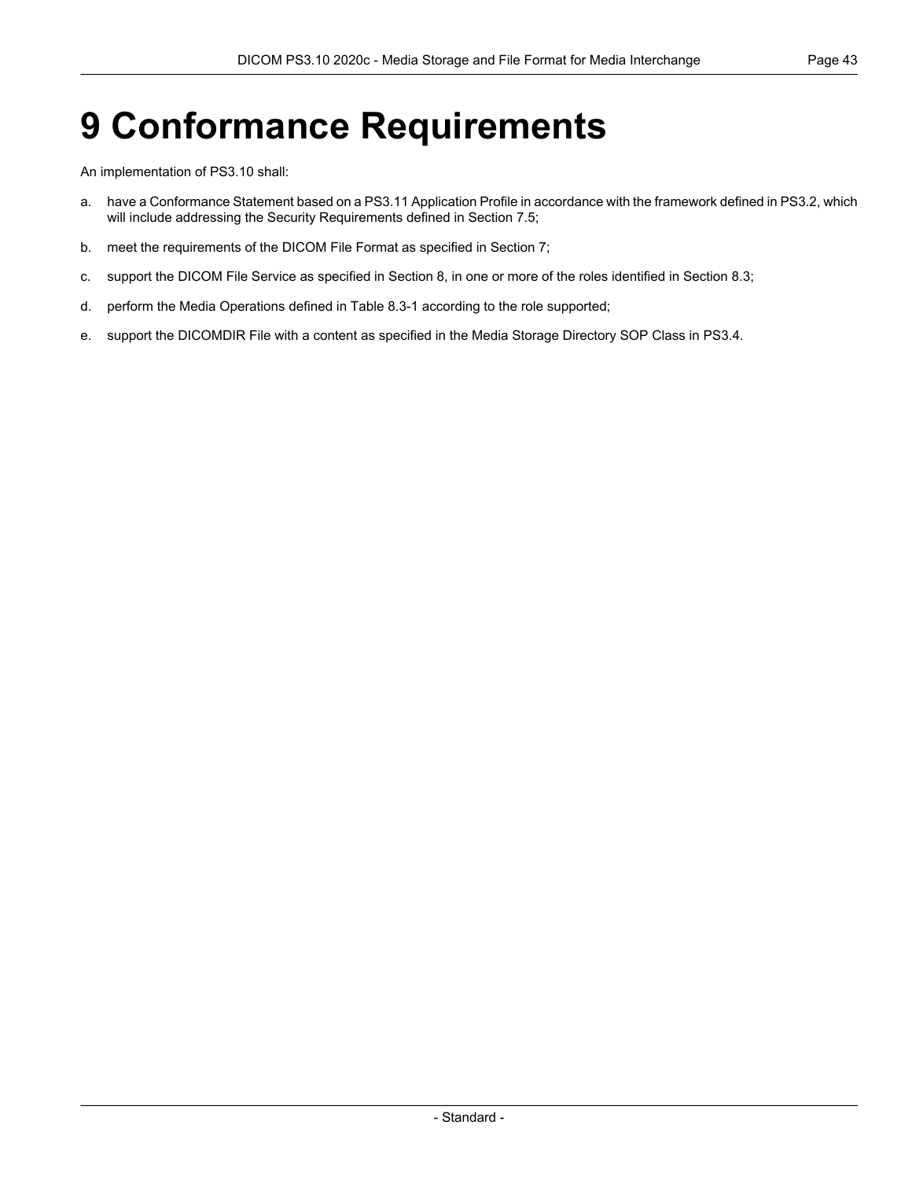# 9 Conformance Requirements

An implementation of PS3.10 shall:

a. have a Conformance Statement based on a PS3.11 Application Profile in accordance with the framework defined in PS3.2, which will include addressing the Security Requirements defined in Section 7.5;

b. meet the requirements of the DICOM File Format as specified in Section 7;

c. support the DICOM File Service as specified in Section 8, in one or more of the roles identified in Section 8.3;

d. perform the Media Operations defined in Table 8.3-1 according to the role supported;

e. support the DICOMDIR File with a content as specified in the Media Storage Directory SOP Class in PS3.4.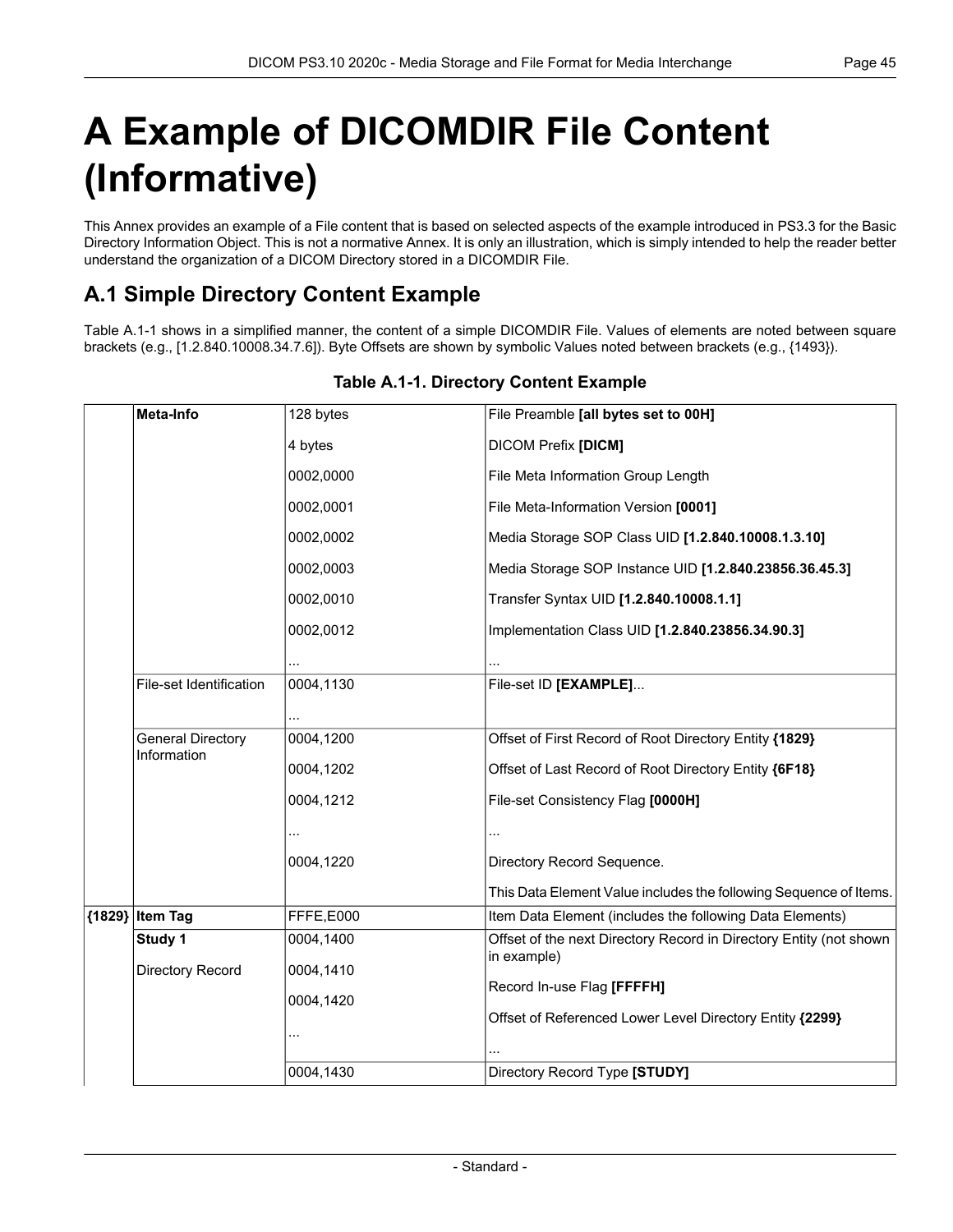# A Example of DICOMDIR File Content (Informative)

This Annex provides an example of a File content that is based on selected aspects of the example introduced in PS3.3 for the Basic Directory Information Object. This is not a normative Annex. It is only an illustration, which is simply intended to help the reader better understand the organization of a DICOM Directory stored in a DICOMDIR File.

## A.1 Simple Directory Content Example

Table A.1-1 shows in a simplified manner, the content of a simple DICOMDIR File. Values of elements are noted between square brackets (e.g., [1.2.840.10008.34.7.6]). Byte Offsets are shown by symbolic Values noted between brackets (e.g., {1493}).

**Table A.1-1. Directory Content Example**

| | | | |
|---|---|---|---|
| | **Meta-Info** | 128 bytes | File Preamble **[all bytes set to 00H]** |
| | | 4 bytes | DICOM Prefix **[DICM]** |
| | | 0002,0000 | File Meta Information Group Length |
| | | 0002,0001 | File Meta-Information Version **[0001]** |
| | | 0002,0002 | Media Storage SOP Class UID **[1.2.840.10008.1.3.10]** |
| | | 0002,0003 | Media Storage SOP Instance UID **[1.2.840.23856.36.45.3]** |
| | | 0002,0010 | Transfer Syntax UID **[1.2.840.10008.1.1]** |
| | | 0002,0012 | Implementation Class UID **[1.2.840.23856.34.90.3]** |
| | | ... | ... |
| | File-set Identification | 0004,1130 | File-set ID **[EXAMPLE]**... |
| | | ... | |
| | General Directory Information | 0004,1200 | Offset of First Record of Root Directory Entity **{1829}** |
| | | 0004,1202 | Offset of Last Record of Root Directory Entity **{6F18}** |
| | | 0004,1212 | File-set Consistency Flag **[0000H]** |
| | | ... | ... |
| | | 0004,1220 | Directory Record Sequence. |
| | | | This Data Element Value includes the following Sequence of Items. |
| **{1829}** | **Item Tag** | FFFE,E000 | Item Data Element (includes the following Data Elements) |
| | **Study 1** | 0004,1400 | Offset of the next Directory Record in Directory Entity (not shown in example) |
| | Directory Record | 0004,1410 | Record In-use Flag **[FFFFH]** |
| | | 0004,1420 | Offset of Referenced Lower Level Directory Entity **{2299}** |
| | | ... | ... |
| | | 0004,1430 | Directory Record Type **[STUDY]** |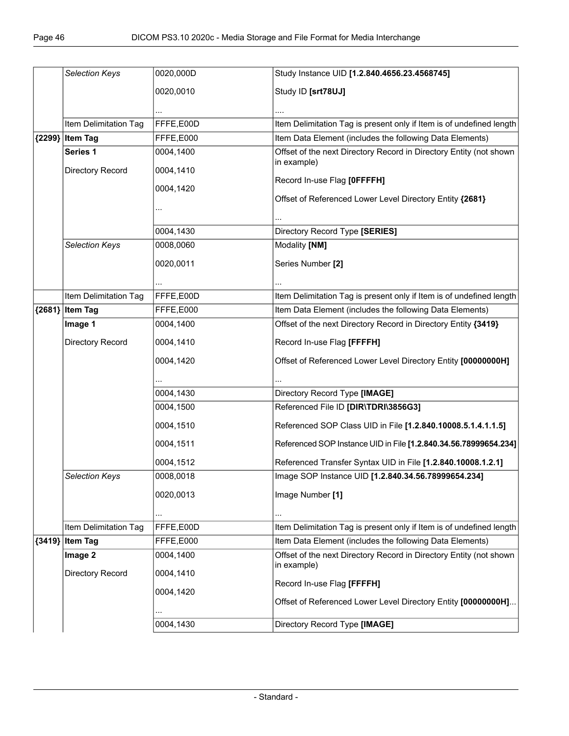| | | | |
|---|---|---|---|
| | *Selection Keys* | 0020,000D<br><br>0020,0010<br><br>... | Study Instance UID **[1.2.840.4656.23.4568745]**<br><br>Study ID **[srt78UJ]**<br><br>.... |
| | Item Delimitation Tag | FFFE,E00D | Item Delimitation Tag is present only if Item is of undefined length |
| **{2299}** | **Item Tag** | FFFE,E000 | Item Data Element (includes the following Data Elements) |
| | **Series 1**<br><br>Directory Record | 0004,1400<br><br>0004,1410<br><br>0004,1420<br><br>... | Offset of the next Directory Record in Directory Entity (not shown in example)<br><br>Record In-use Flag **[0FFFFH]**<br><br>Offset of Referenced Lower Level Directory Entity **{2681}**<br><br>... |
| | | 0004,1430 | Directory Record Type **[SERIES]** |
| | *Selection Keys* | 0008,0060<br><br>0020,0011<br><br>... | Modality **[NM]**<br><br>Series Number **[2]**<br><br>... |
| | Item Delimitation Tag | FFFE,E00D | Item Delimitation Tag is present only if Item is of undefined length |
| **{2681}** | **Item Tag** | FFFE,E000 | Item Data Element (includes the following Data Elements) |
| | **Image 1**<br><br>Directory Record | 0004,1400<br><br>0004,1410<br><br>0004,1420<br><br>... | Offset of the next Directory Record in Directory Entity **{3419}**<br><br>Record In-use Flag **[FFFFH]**<br><br>Offset of Referenced Lower Level Directory Entity **[00000000H]**<br><br>... |
| | | 0004,1430 | Directory Record Type **[IMAGE]** |
| | | 0004,1500<br><br>0004,1510<br><br>0004,1511<br><br>0004,1512 | Referenced File ID **[DIR\TDRI\3856G3]**<br><br>Referenced SOP Class UID in File **[1.2.840.10008.5.1.4.1.1.5]**<br><br>Referenced SOP Instance UID in File **[1.2.840.34.56.78999654.234]**<br><br>Referenced Transfer Syntax UID in File **[1.2.840.10008.1.2.1]** |
| | *Selection Keys* | 0008,0018<br><br>0020,0013<br><br>... | Image SOP Instance UID **[1.2.840.34.56.78999654.234]**<br><br>Image Number **[1]**<br><br>... |
| | Item Delimitation Tag | FFFE,E00D | Item Delimitation Tag is present only if Item is of undefined length |
| **{3419}** | **Item Tag** | FFFE,E000 | Item Data Element (includes the following Data Elements) |
| | **Image 2**<br><br>Directory Record | 0004,1400<br><br>0004,1410<br><br>0004,1420<br><br>... | Offset of the next Directory Record in Directory Entity (not shown in example)<br><br>Record In-use Flag **[FFFFH]**<br><br>Offset of Referenced Lower Level Directory Entity **[00000000H]**... |
| | | 0004,1430 | Directory Record Type **[IMAGE]** |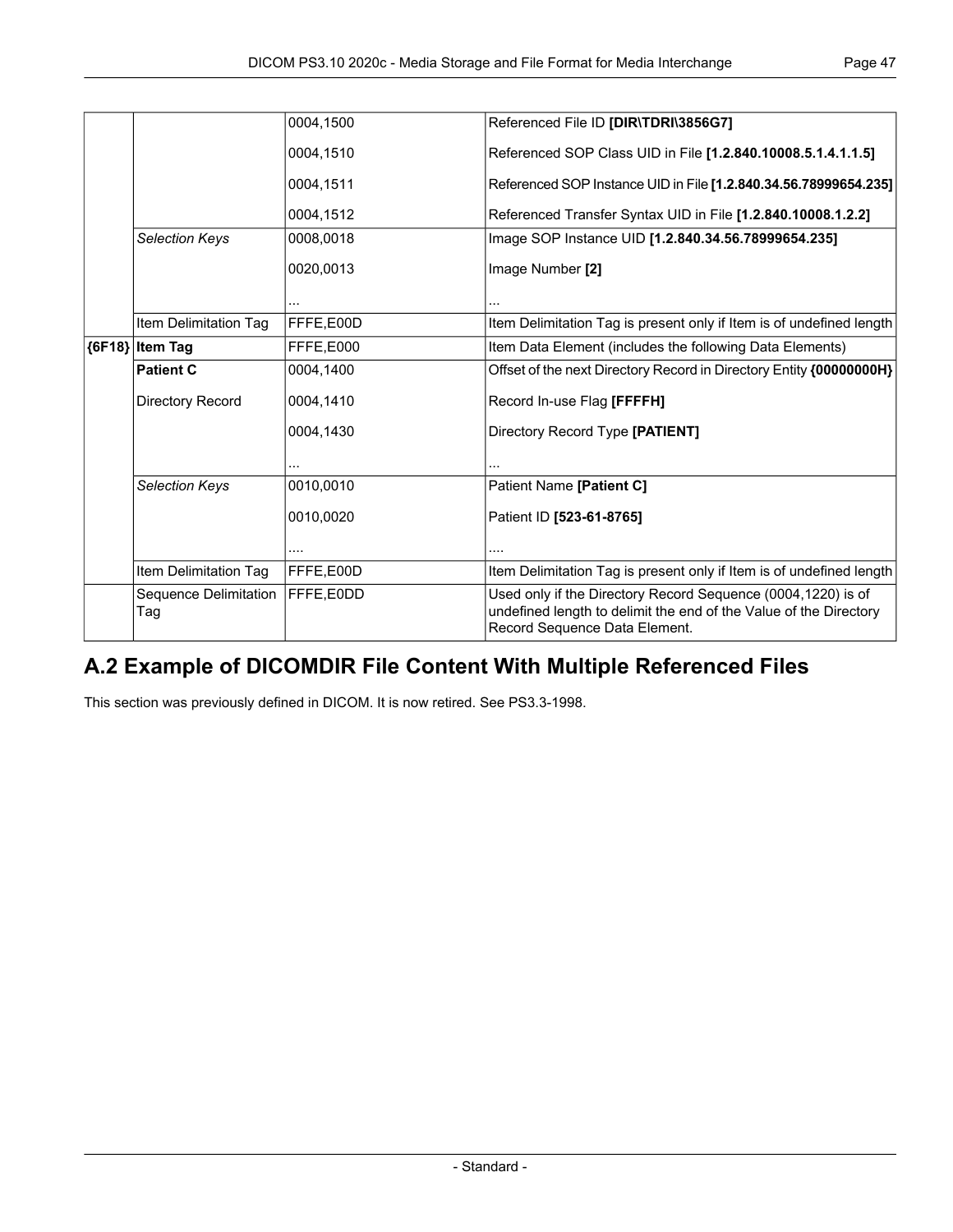| | | | |
|---|---|---|---|
| | | 0004,1500 | Referenced File ID **[DIR\TDRI\3856G7]** |
| | | 0004,1510 | Referenced SOP Class UID in File **[1.2.840.10008.5.1.4.1.1.5]** |
| | | 0004,1511 | Referenced SOP Instance UID in File **[1.2.840.34.56.78999654.235]** |
| | | 0004,1512 | Referenced Transfer Syntax UID in File **[1.2.840.10008.1.2.2]** |
| | *Selection Keys* | 0008,0018 | Image SOP Instance UID **[1.2.840.34.56.78999654.235]** |
| | | 0020,0013 | Image Number **[2]** |
| | | ... | ... |
| | Item Delimitation Tag | FFFE,E00D | Item Delimitation Tag is present only if Item is of undefined length |
| **{6F18}** | **Item Tag** | FFFE,E000 | Item Data Element (includes the following Data Elements) |
| | **Patient C** | 0004,1400 | Offset of the next Directory Record in Directory Entity **{00000000H}** |
| | Directory Record | 0004,1410 | Record In-use Flag **[FFFFH]** |
| | | 0004,1430 | Directory Record Type **[PATIENT]** |
| | | ... | ... |
| | *Selection Keys* | 0010,0010 | Patient Name **[Patient C]** |
| | | 0010,0020 | Patient ID **[523-61-8765]** |
| | | .... | .... |
| | Item Delimitation Tag | FFFE,E00D | Item Delimitation Tag is present only if Item is of undefined length |
| | Sequence Delimitation Tag | FFFE,E0DD | Used only if the Directory Record Sequence (0004,1220) is of undefined length to delimit the end of the Value of the Directory Record Sequence Data Element. |

## A.2 Example of DICOMDIR File Content With Multiple Referenced Files

This section was previously defined in DICOM. It is now retired. See PS3.3-1998.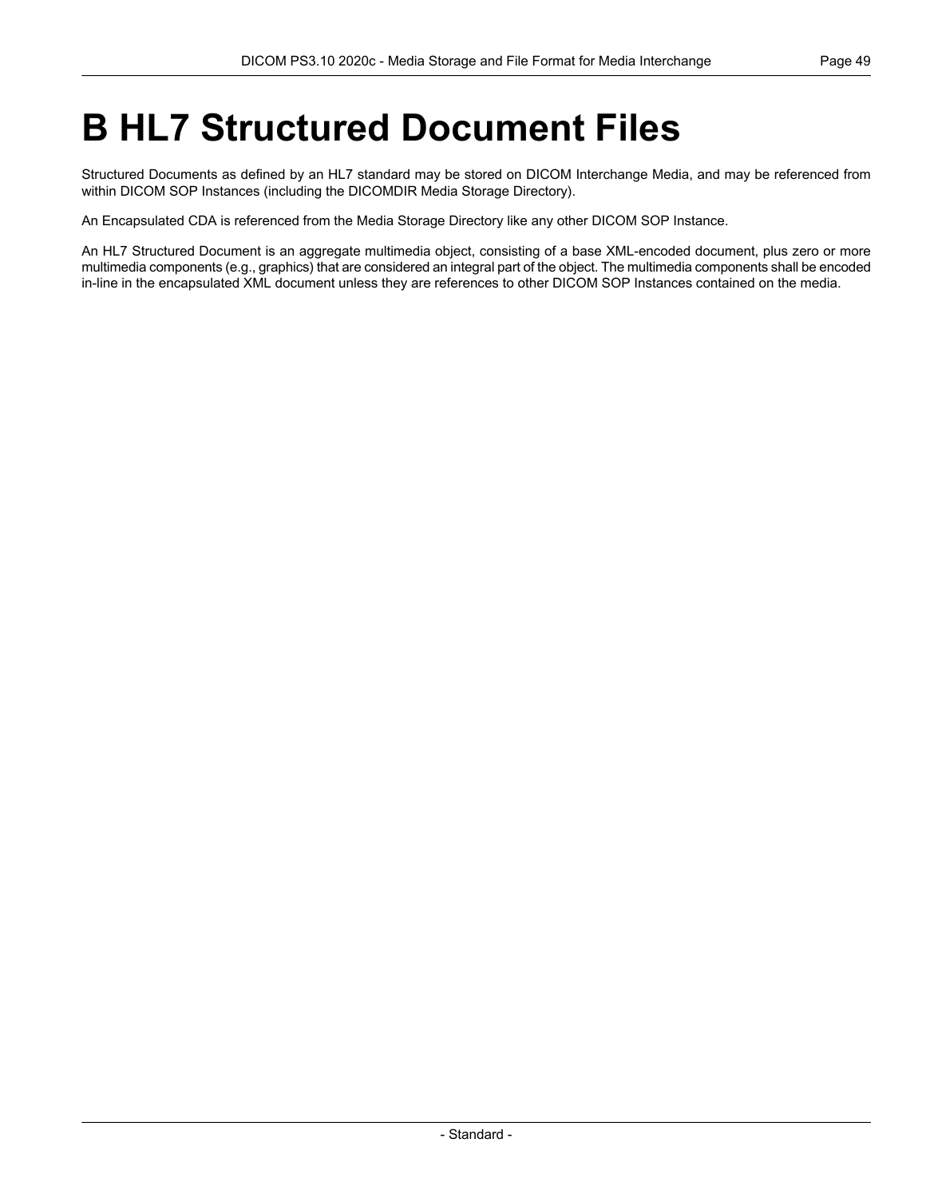# B HL7 Structured Document Files

Structured Documents as defined by an HL7 standard may be stored on DICOM Interchange Media, and may be referenced from within DICOM SOP Instances (including the DICOMDIR Media Storage Directory).

An Encapsulated CDA is referenced from the Media Storage Directory like any other DICOM SOP Instance.

An HL7 Structured Document is an aggregate multimedia object, consisting of a base XML-encoded document, plus zero or more multimedia components (e.g., graphics) that are considered an integral part of the object. The multimedia components shall be encoded in-line in the encapsulated XML document unless they are references to other DICOM SOP Instances contained on the media.